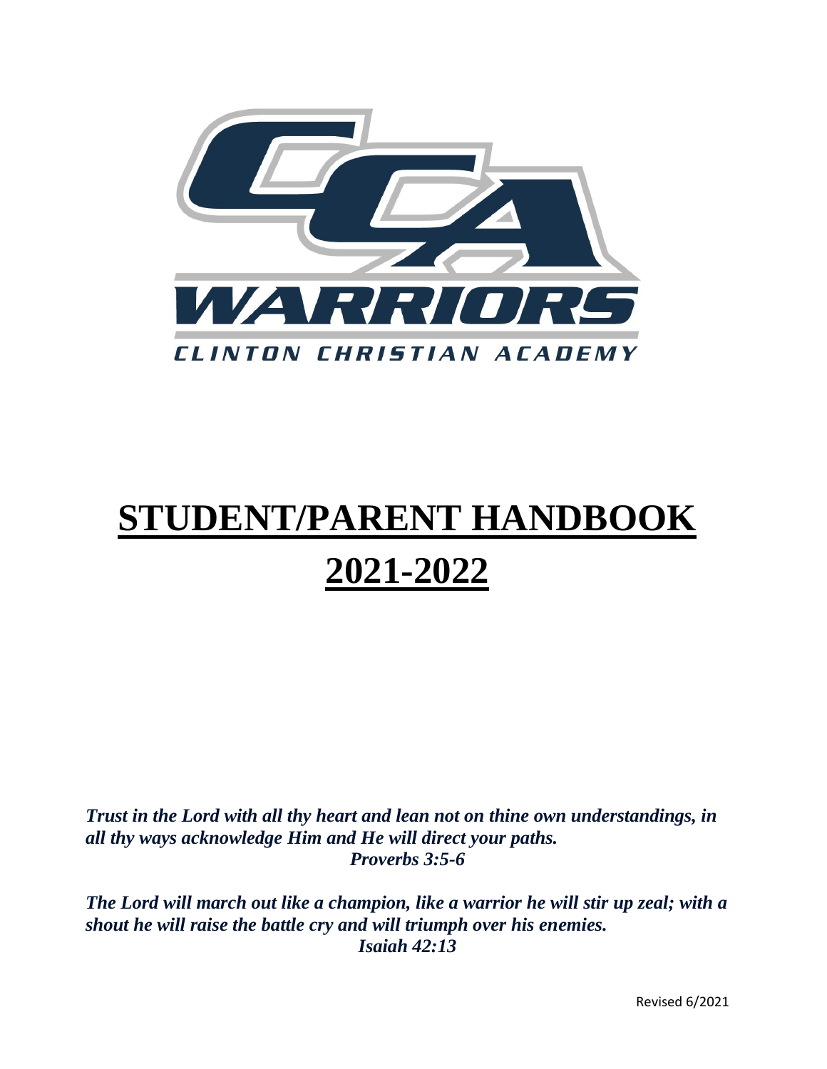CCA

WARRIORS

CLINTON CHRISTIAN ACADEMY

# STUDENT/PARENT HANDBOOK

# 2021-2022

***Trust in the Lord with all thy heart and lean not on thine own understandings, in all thy ways acknowledge Him and He will direct your paths.***
***Proverbs 3:5-6***

***The Lord will march out like a champion, like a warrior he will stir up zeal; with a shout he will raise the battle cry and will triumph over his enemies.***
***Isaiah 42:13***

Revised 6/2021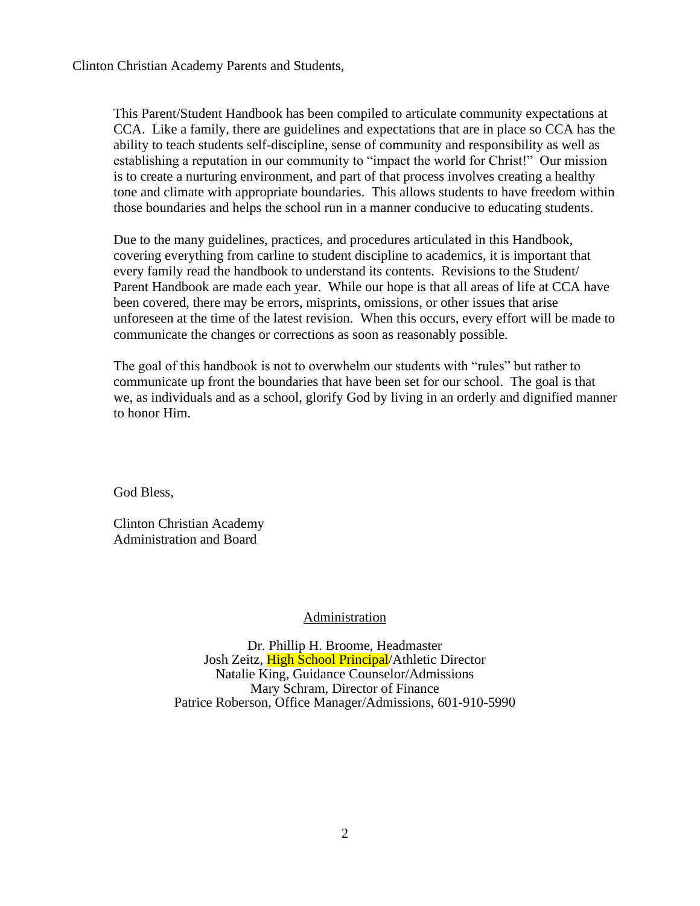Clinton Christian Academy Parents and Students,

This Parent/Student Handbook has been compiled to articulate community expectations at CCA. Like a family, there are guidelines and expectations that are in place so CCA has the ability to teach students self-discipline, sense of community and responsibility as well as establishing a reputation in our community to "impact the world for Christ!" Our mission is to create a nurturing environment, and part of that process involves creating a healthy tone and climate with appropriate boundaries. This allows students to have freedom within those boundaries and helps the school run in a manner conducive to educating students.

Due to the many guidelines, practices, and procedures articulated in this Handbook, covering everything from carline to student discipline to academics, it is important that every family read the handbook to understand its contents. Revisions to the Student/ Parent Handbook are made each year. While our hope is that all areas of life at CCA have been covered, there may be errors, misprints, omissions, or other issues that arise unforeseen at the time of the latest revision. When this occurs, every effort will be made to communicate the changes or corrections as soon as reasonably possible.

The goal of this handbook is not to overwhelm our students with "rules" but rather to communicate up front the boundaries that have been set for our school. The goal is that we, as individuals and as a school, glorify God by living in an orderly and dignified manner to honor Him.

God Bless,

Clinton Christian Academy
Administration and Board

## Administration

Dr. Phillip H. Broome, Headmaster
Josh Zeitz, High School Principal/Athletic Director
Natalie King, Guidance Counselor/Admissions
Mary Schram, Director of Finance
Patrice Roberson, Office Manager/Admissions, 601-910-5990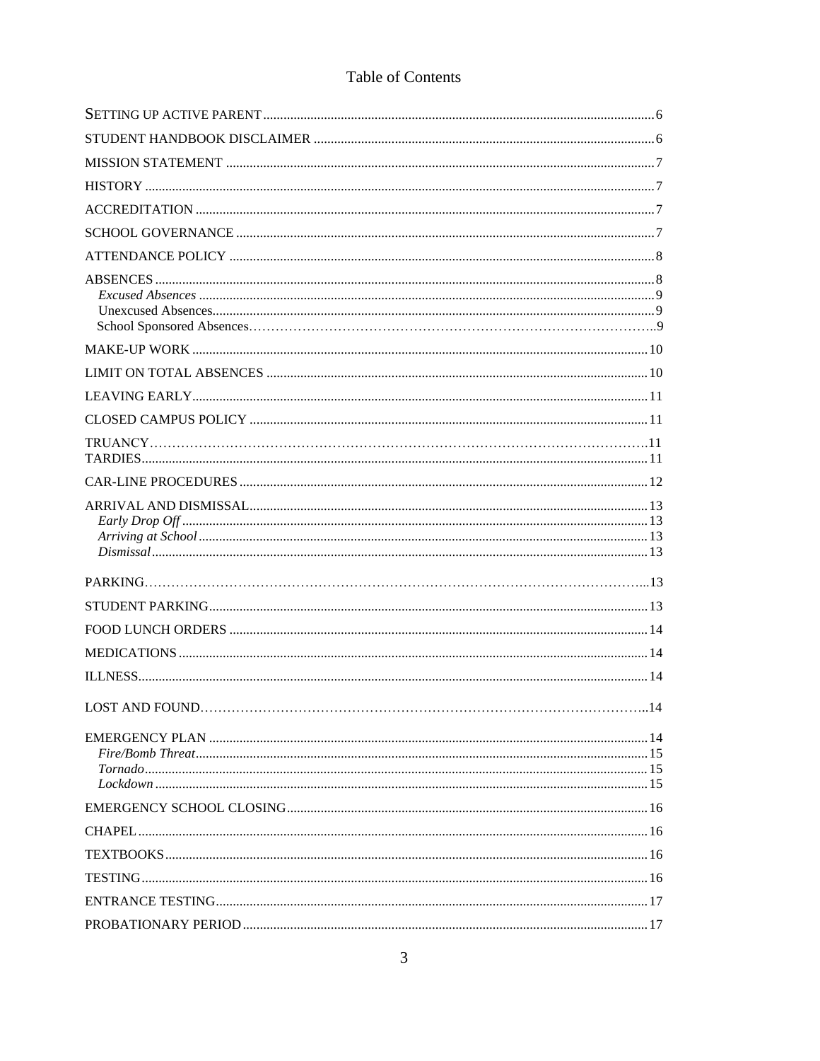# Table of Contents

SETTING UP ACTIVE PARENT ........ 6

STUDENT HANDBOOK DISCLAIMER ........ 6

MISSION STATEMENT ........ 7

HISTORY ........ 7

ACCREDITATION ........ 7

SCHOOL GOVERNANCE ........ 7

ATTENDANCE POLICY ........ 8

ABSENCES ........ 8
- *Excused Absences* ........ 9
- Unexcused Absences ........ 9
- School Sponsored Absences ........ 9

MAKE-UP WORK ........ 10

LIMIT ON TOTAL ABSENCES ........ 10

LEAVING EARLY ........ 11

CLOSED CAMPUS POLICY ........ 11

TRUANCY ........ 11

TARDIES ........ 11

CAR-LINE PROCEDURES ........ 12

ARRIVAL AND DISMISSAL ........ 13
- *Early Drop Off* ........ 13
- *Arriving at School* ........ 13
- *Dismissal* ........ 13

PARKING ........ 13

STUDENT PARKING ........ 13

FOOD LUNCH ORDERS ........ 14

MEDICATIONS ........ 14

ILLNESS ........ 14

LOST AND FOUND ........ 14

EMERGENCY PLAN ........ 14
- *Fire/Bomb Threat* ........ 15
- *Tornado* ........ 15
- *Lockdown* ........ 15

EMERGENCY SCHOOL CLOSING ........ 16

CHAPEL ........ 16

TEXTBOOKS ........ 16

TESTING ........ 16

ENTRANCE TESTING ........ 17

PROBATIONARY PERIOD ........ 17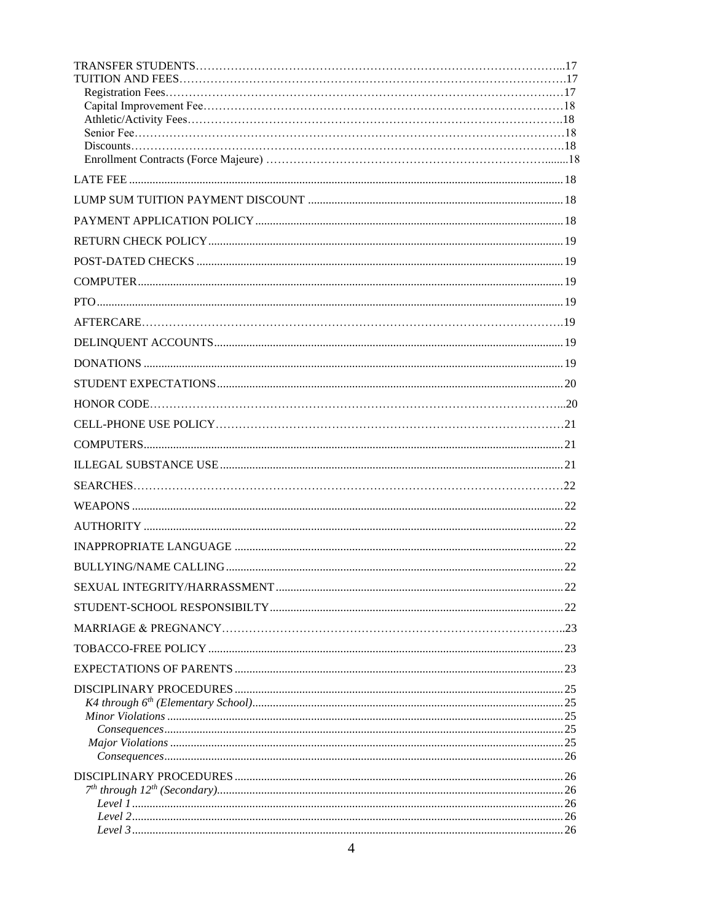TRANSFER STUDENTS……………………………………………………………………………………...17
TUITION AND FEES……………………………………………………………………………………….17
  Registration Fees…………………………………………………………………………………….17
  Capital Improvement Fee…………………………………………………………………………….18
  Athletic/Activity Fees…………………………………………………………………………………18
  Senior Fee…………………………………………………………………………………………….18
  Discounts……………………………………………………………………………………………..18
  Enrollment Contracts (Force Majeure) ……………………………………………………………........18

LATE FEE ........................................................................................................................................ 18

LUMP SUM TUITION PAYMENT DISCOUNT ....................................................................................... 18

PAYMENT APPLICATION POLICY ......................................................................................................... 18

RETURN CHECK POLICY ........................................................................................................................ 19

POST-DATED CHECKS ............................................................................................................................ 19

COMPUTER ............................................................................................................................................... 19

PTO ............................................................................................................................................................. 19

AFTERCARE…………………………………………………………………………………………….19

DELINQUENT ACCOUNTS ....................................................................................................................... 19

DONATIONS .............................................................................................................................................. 19

STUDENT EXPECTATIONS ...................................................................................................................... 20

HONOR CODE…………………………………………………………………………………………...20

CELL-PHONE USE POLICY……………………………………………………………………………21

COMPUTERS .............................................................................................................................................. 21

ILLEGAL SUBSTANCE USE ..................................................................................................................... 21

SEARCHES……………………………………………………………………………………………….22

WEAPONS .................................................................................................................................................. 22

AUTHORITY .............................................................................................................................................. 22

INAPPROPRIATE LANGUAGE ................................................................................................................ 22

BULLYING/NAME CALLING ................................................................................................................... 22

SEXUAL INTEGRITY/HARRASSMENT ................................................................................................... 22

STUDENT-SCHOOL RESPONSIBILTY ..................................................................................................... 22

MARRIAGE & PREGNANCY……………………………………………………………………………..23

TOBACCO-FREE POLICY .......................................................................................................................... 23

EXPECTATIONS OF PARENTS ................................................................................................................. 23

DISCIPLINARY PROCEDURES ................................................................................................................. 25
  *K4 through 6th (Elementary School)* ........................................................................................................ 25
  *Minor Violations* ..................................................................................................................................... 25
    *Consequences* ...................................................................................................................................... 25
  *Major Violations* .................................................................................................................................... 25
    *Consequences* ...................................................................................................................................... 26

DISCIPLINARY PROCEDURES ................................................................................................................. 26
  *7th through 12th (Secondary)* .................................................................................................................. 26
    *Level 1* .................................................................................................................................................. 26
    *Level 2* .................................................................................................................................................. 26
    *Level 3* .................................................................................................................................................. 26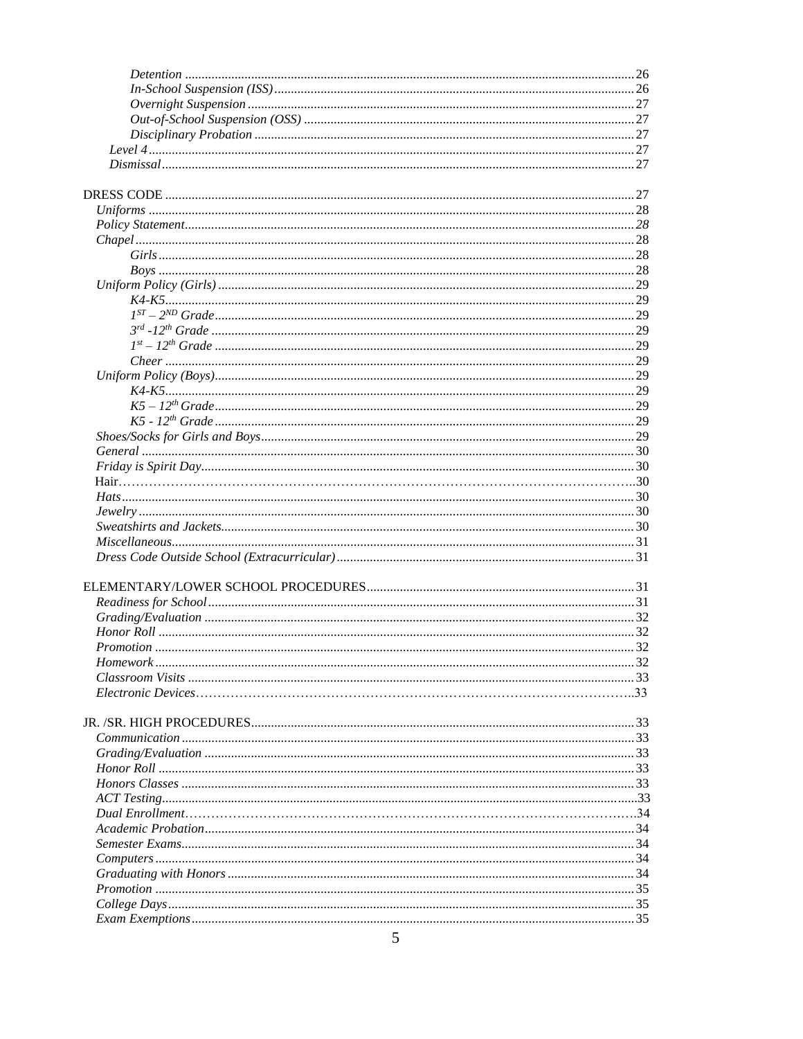*Detention* ........ 26
*In-School Suspension (ISS)* ........ 26
*Overnight Suspension* ........ 27
*Out-of-School Suspension (OSS)* ........ 27
*Disciplinary Probation* ........ 27
*Level 4* ........ 27
*Dismissal* ........ 27

DRESS CODE ........ 27
*Uniforms* ........ 28
*Policy Statement* ........ *28*
*Chapel* ........ 28
*Girls* ........ 28
*Boys* ........ 28
*Uniform Policy (Girls)* ........ 29
*K4-K5* ........ 29
*1ST – 2ND Grade* ........ 29
*3rd -12th Grade* ........ 29
*1st – 12th Grade* ........ 29
*Cheer* ........ 29
*Uniform Policy (Boys)* ........ 29
*K4-K5* ........ 29
*K5 – 12th Grade* ........ 29
*K5 - 12th Grade* ........ 29
*Shoes/Socks for Girls and Boys* ........ 29
*General* ........ 30
*Friday is Spirit Day* ........ 30
Hair ........ 30
*Hats* ........ 30
*Jewelry* ........ 30
*Sweatshirts and Jackets* ........ 30
*Miscellaneous* ........ 31
*Dress Code Outside School (Extracurricular)* ........ 31

ELEMENTARY/LOWER SCHOOL PROCEDURES ........ 31
*Readiness for School* ........ 31
*Grading/Evaluation* ........ 32
*Honor Roll* ........ 32
*Promotion* ........ 32
*Homework* ........ 32
*Classroom Visits* ........ 33
*Electronic Devices* ........ 33

JR. /SR. HIGH PROCEDURES ........ 33
*Communication* ........ 33
*Grading/Evaluation* ........ 33
*Honor Roll* ........ 33
*Honors Classes* ........ 33
*ACT Testing* ........ 33
*Dual Enrollment* ........ 34
*Academic Probation* ........ 34
*Semester Exams* ........ 34
*Computers* ........ 34
*Graduating with Honors* ........ 34
*Promotion* ........ 35
*College Days* ........ 35
*Exam Exemptions* ........ 35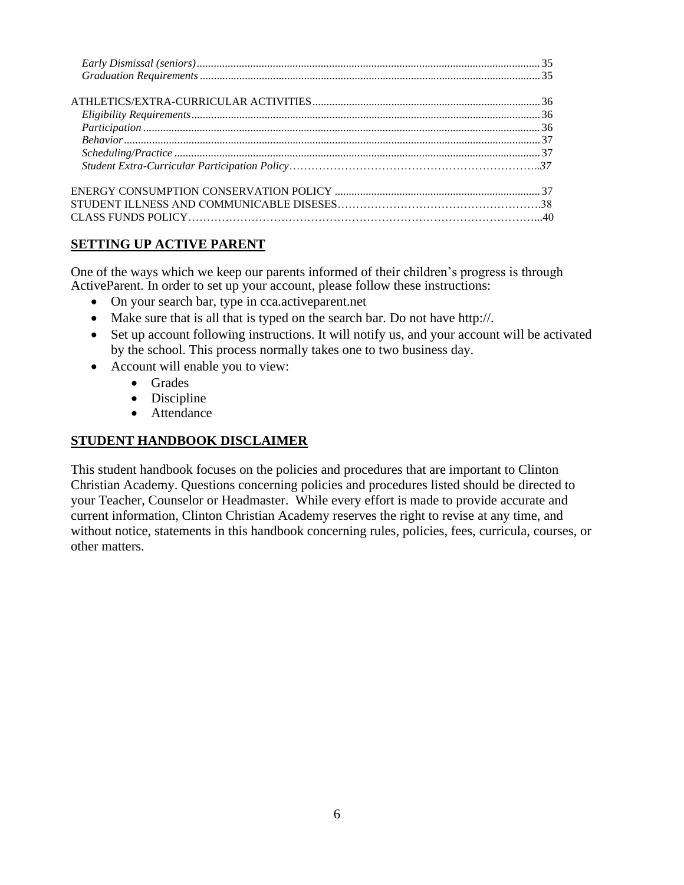*Early Dismissal (seniors)* ........................................................................................................................ 35
*Graduation Requirements* ........................................................................................................................ 35

ATHLETICS/EXTRA-CURRICULAR ACTIVITIES ................................................................................ 36
*Eligibility Requirements* ........................................................................................................................... 36
*Participation* ............................................................................................................................................ 36
*Behavior* .................................................................................................................................................. 37
*Scheduling/Practice* ................................................................................................................................. 37
*Student Extra-Curricular Participation Policy*…………………………………………………………..37

ENERGY CONSUMPTION CONSERVATION POLICY ........................................................................ 37
STUDENT ILLNESS AND COMMUNICABLE DISESES……………………………………………….38
CLASS FUNDS POLICY……………………………………………………………………………………...40

## SETTING UP ACTIVE PARENT

One of the ways which we keep our parents informed of their children's progress is through ActiveParent. In order to set up your account, please follow these instructions:

- On your search bar, type in cca.activeparent.net
- Make sure that is all that is typed on the search bar. Do not have http://.
- Set up account following instructions. It will notify us, and your account will be activated by the school. This process normally takes one to two business day.
- Account will enable you to view:
  - Grades
  - Discipline
  - Attendance

## STUDENT HANDBOOK DISCLAIMER

This student handbook focuses on the policies and procedures that are important to Clinton Christian Academy. Questions concerning policies and procedures listed should be directed to your Teacher, Counselor or Headmaster. While every effort is made to provide accurate and current information, Clinton Christian Academy reserves the right to revise at any time, and without notice, statements in this handbook concerning rules, policies, fees, curricula, courses, or other matters.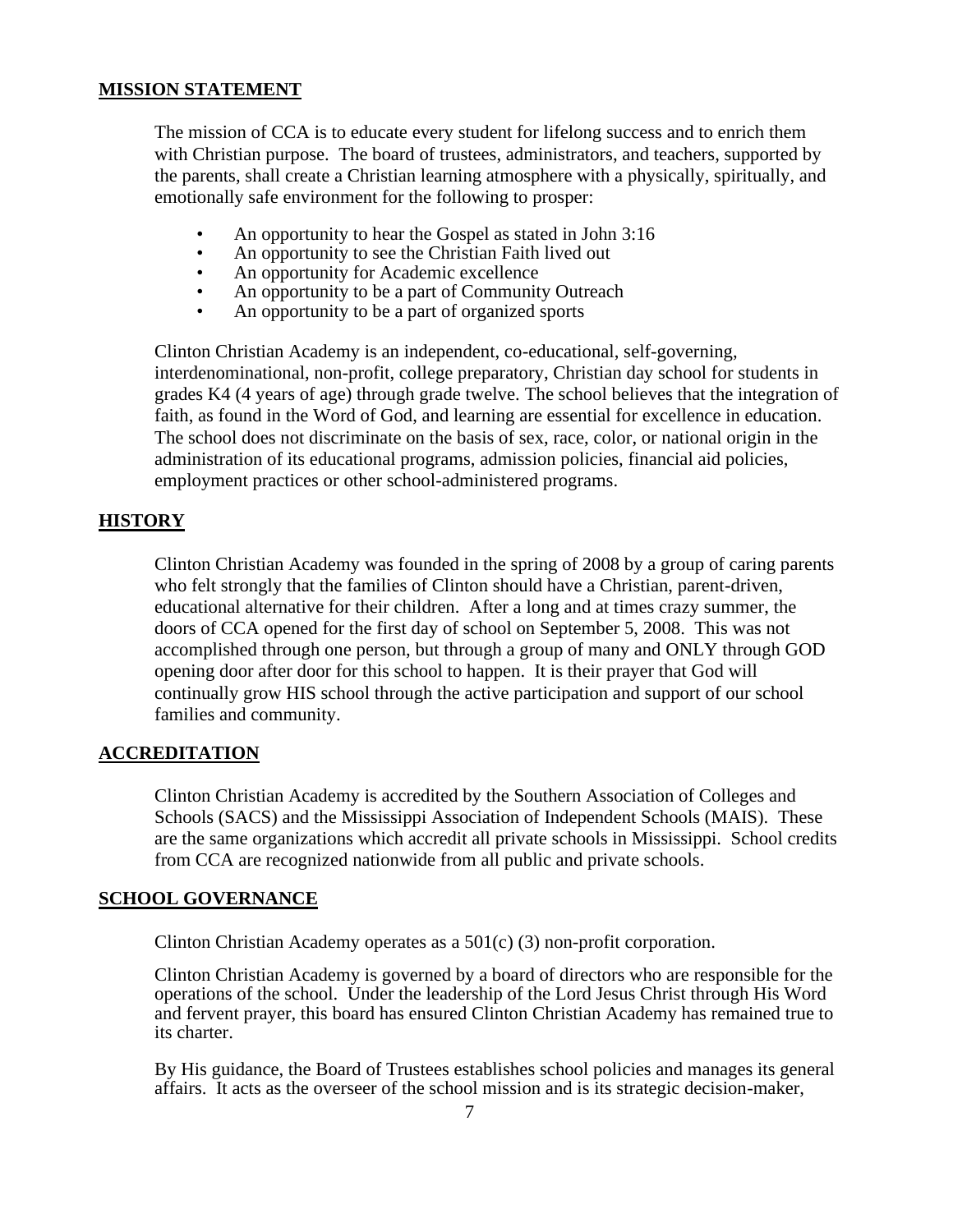## MISSION STATEMENT

The mission of CCA is to educate every student for lifelong success and to enrich them with Christian purpose. The board of trustees, administrators, and teachers, supported by the parents, shall create a Christian learning atmosphere with a physically, spiritually, and emotionally safe environment for the following to prosper:

- An opportunity to hear the Gospel as stated in John 3:16
- An opportunity to see the Christian Faith lived out
- An opportunity for Academic excellence
- An opportunity to be a part of Community Outreach
- An opportunity to be a part of organized sports

Clinton Christian Academy is an independent, co-educational, self-governing, interdenominational, non-profit, college preparatory, Christian day school for students in grades K4 (4 years of age) through grade twelve. The school believes that the integration of faith, as found in the Word of God, and learning are essential for excellence in education. The school does not discriminate on the basis of sex, race, color, or national origin in the administration of its educational programs, admission policies, financial aid policies, employment practices or other school-administered programs.

## HISTORY

Clinton Christian Academy was founded in the spring of 2008 by a group of caring parents who felt strongly that the families of Clinton should have a Christian, parent-driven, educational alternative for their children. After a long and at times crazy summer, the doors of CCA opened for the first day of school on September 5, 2008. This was not accomplished through one person, but through a group of many and ONLY through GOD opening door after door for this school to happen. It is their prayer that God will continually grow HIS school through the active participation and support of our school families and community.

## ACCREDITATION

Clinton Christian Academy is accredited by the Southern Association of Colleges and Schools (SACS) and the Mississippi Association of Independent Schools (MAIS). These are the same organizations which accredit all private schools in Mississippi. School credits from CCA are recognized nationwide from all public and private schools.

## SCHOOL GOVERNANCE

Clinton Christian Academy operates as a 501(c) (3) non-profit corporation.

Clinton Christian Academy is governed by a board of directors who are responsible for the operations of the school. Under the leadership of the Lord Jesus Christ through His Word and fervent prayer, this board has ensured Clinton Christian Academy has remained true to its charter.

By His guidance, the Board of Trustees establishes school policies and manages its general affairs. It acts as the overseer of the school mission and is its strategic decision-maker,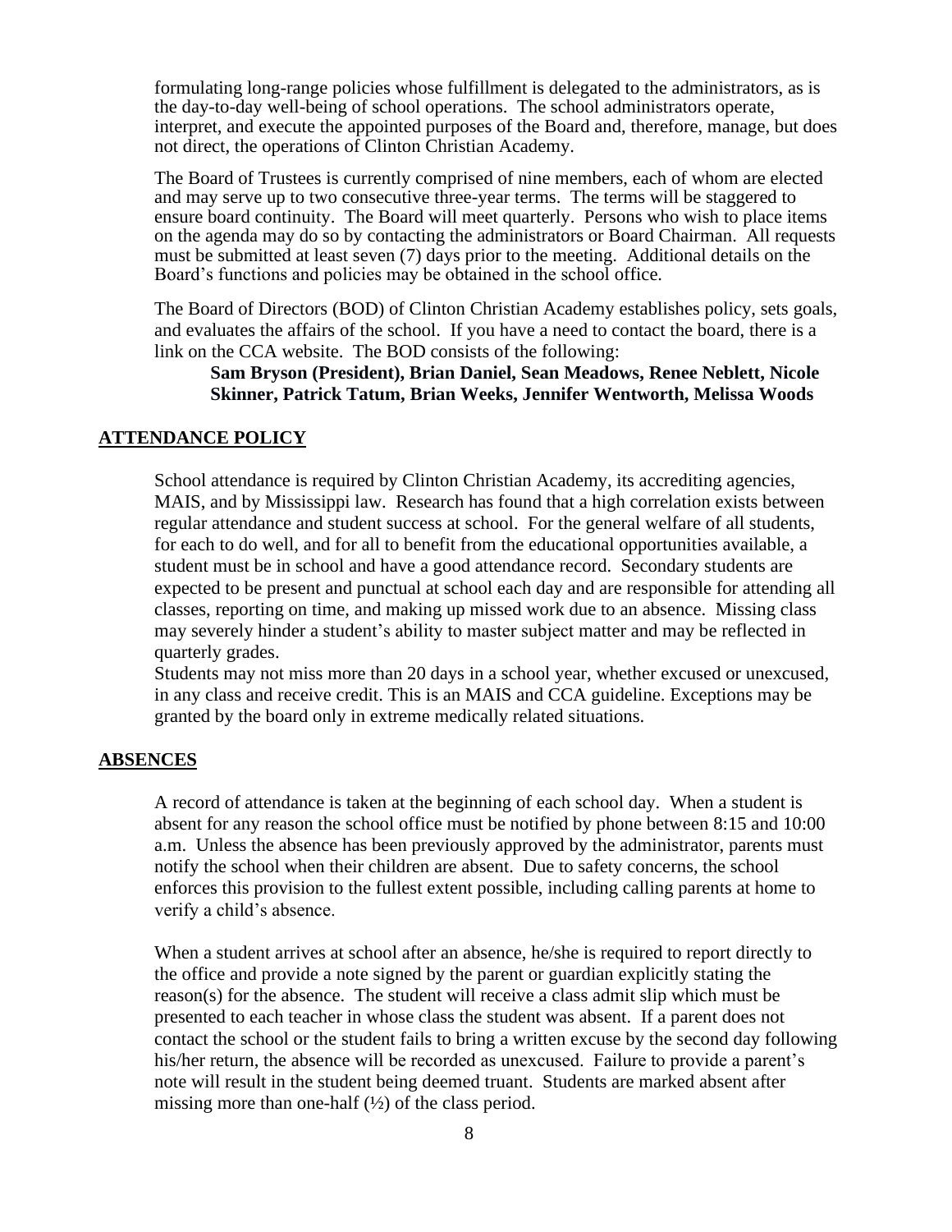formulating long-range policies whose fulfillment is delegated to the administrators, as is the day-to-day well-being of school operations. The school administrators operate, interpret, and execute the appointed purposes of the Board and, therefore, manage, but does not direct, the operations of Clinton Christian Academy.

The Board of Trustees is currently comprised of nine members, each of whom are elected and may serve up to two consecutive three-year terms. The terms will be staggered to ensure board continuity. The Board will meet quarterly. Persons who wish to place items on the agenda may do so by contacting the administrators or Board Chairman. All requests must be submitted at least seven (7) days prior to the meeting. Additional details on the Board's functions and policies may be obtained in the school office.

The Board of Directors (BOD) of Clinton Christian Academy establishes policy, sets goals, and evaluates the affairs of the school. If you have a need to contact the board, there is a link on the CCA website. The BOD consists of the following:

**Sam Bryson (President), Brian Daniel, Sean Meadows, Renee Neblett, Nicole Skinner, Patrick Tatum, Brian Weeks, Jennifer Wentworth, Melissa Woods**

## ATTENDANCE POLICY

School attendance is required by Clinton Christian Academy, its accrediting agencies, MAIS, and by Mississippi law. Research has found that a high correlation exists between regular attendance and student success at school. For the general welfare of all students, for each to do well, and for all to benefit from the educational opportunities available, a student must be in school and have a good attendance record. Secondary students are expected to be present and punctual at school each day and are responsible for attending all classes, reporting on time, and making up missed work due to an absence. Missing class may severely hinder a student's ability to master subject matter and may be reflected in quarterly grades.

Students may not miss more than 20 days in a school year, whether excused or unexcused, in any class and receive credit. This is an MAIS and CCA guideline. Exceptions may be granted by the board only in extreme medically related situations.

## ABSENCES

A record of attendance is taken at the beginning of each school day. When a student is absent for any reason the school office must be notified by phone between 8:15 and 10:00 a.m. Unless the absence has been previously approved by the administrator, parents must notify the school when their children are absent. Due to safety concerns, the school enforces this provision to the fullest extent possible, including calling parents at home to verify a child's absence.

When a student arrives at school after an absence, he/she is required to report directly to the office and provide a note signed by the parent or guardian explicitly stating the reason(s) for the absence. The student will receive a class admit slip which must be presented to each teacher in whose class the student was absent. If a parent does not contact the school or the student fails to bring a written excuse by the second day following his/her return, the absence will be recorded as unexcused. Failure to provide a parent's note will result in the student being deemed truant. Students are marked absent after missing more than one-half (½) of the class period.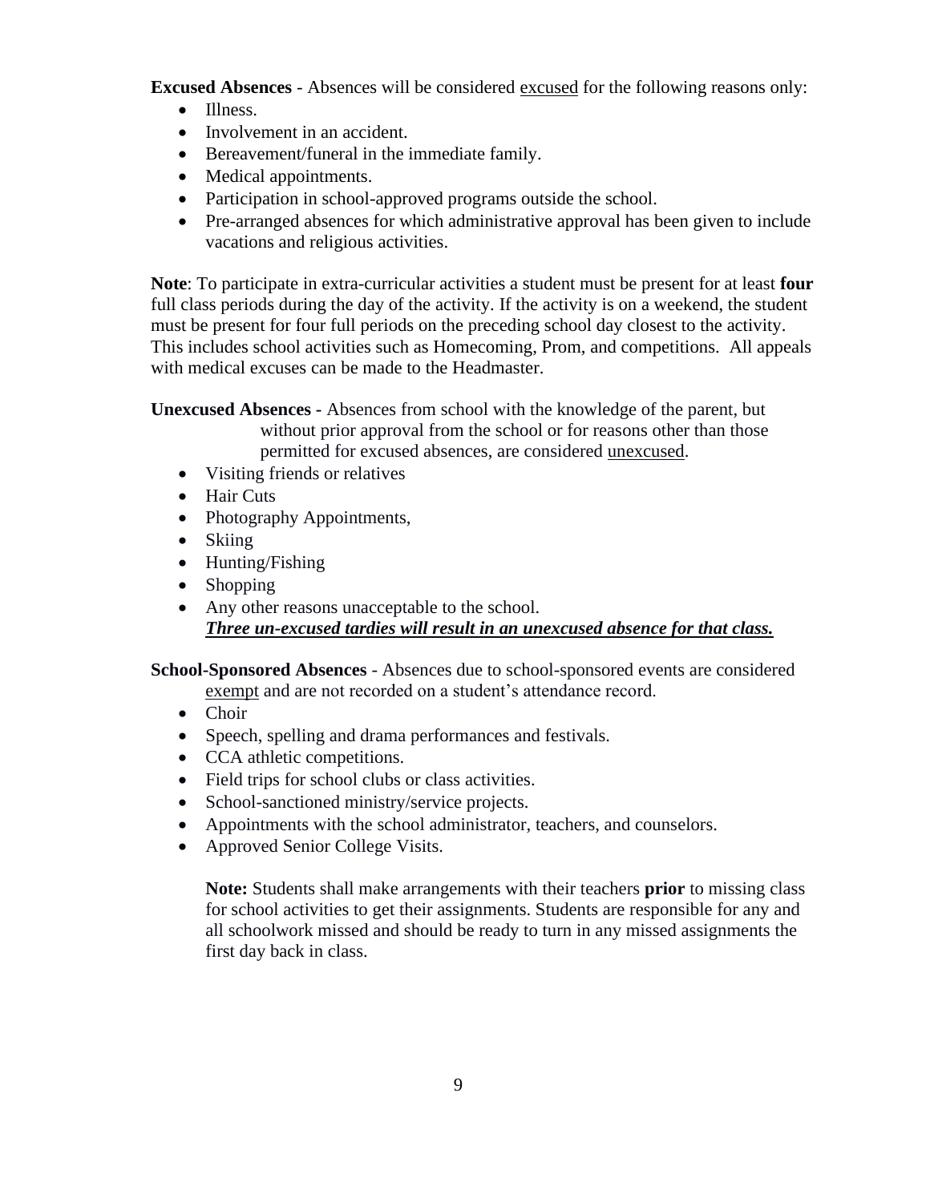**Excused Absences** - Absences will be considered <u>excused</u> for the following reasons only:

- Illness.
- Involvement in an accident.
- Bereavement/funeral in the immediate family.
- Medical appointments.
- Participation in school-approved programs outside the school.
- Pre-arranged absences for which administrative approval has been given to include vacations and religious activities.

**Note**: To participate in extra-curricular activities a student must be present for at least **four** full class periods during the day of the activity. If the activity is on a weekend, the student must be present for four full periods on the preceding school day closest to the activity. This includes school activities such as Homecoming, Prom, and competitions. All appeals with medical excuses can be made to the Headmaster.

**Unexcused Absences -** Absences from school with the knowledge of the parent, but without prior approval from the school or for reasons other than those permitted for excused absences, are considered <u>unexcused</u>.

- Visiting friends or relatives
- Hair Cuts
- Photography Appointments,
- Skiing
- Hunting/Fishing
- Shopping
- Any other reasons unacceptable to the school.
  ***<u>Three un-excused tardies will result in an unexcused absence for that class.</u>***

**School-Sponsored Absences** - Absences due to school-sponsored events are considered <u>exempt</u> and are not recorded on a student's attendance record.

- Choir
- Speech, spelling and drama performances and festivals.
- CCA athletic competitions.
- Field trips for school clubs or class activities.
- School-sanctioned ministry/service projects.
- Appointments with the school administrator, teachers, and counselors.
- Approved Senior College Visits.

**Note:** Students shall make arrangements with their teachers **prior** to missing class for school activities to get their assignments. Students are responsible for any and all schoolwork missed and should be ready to turn in any missed assignments the first day back in class.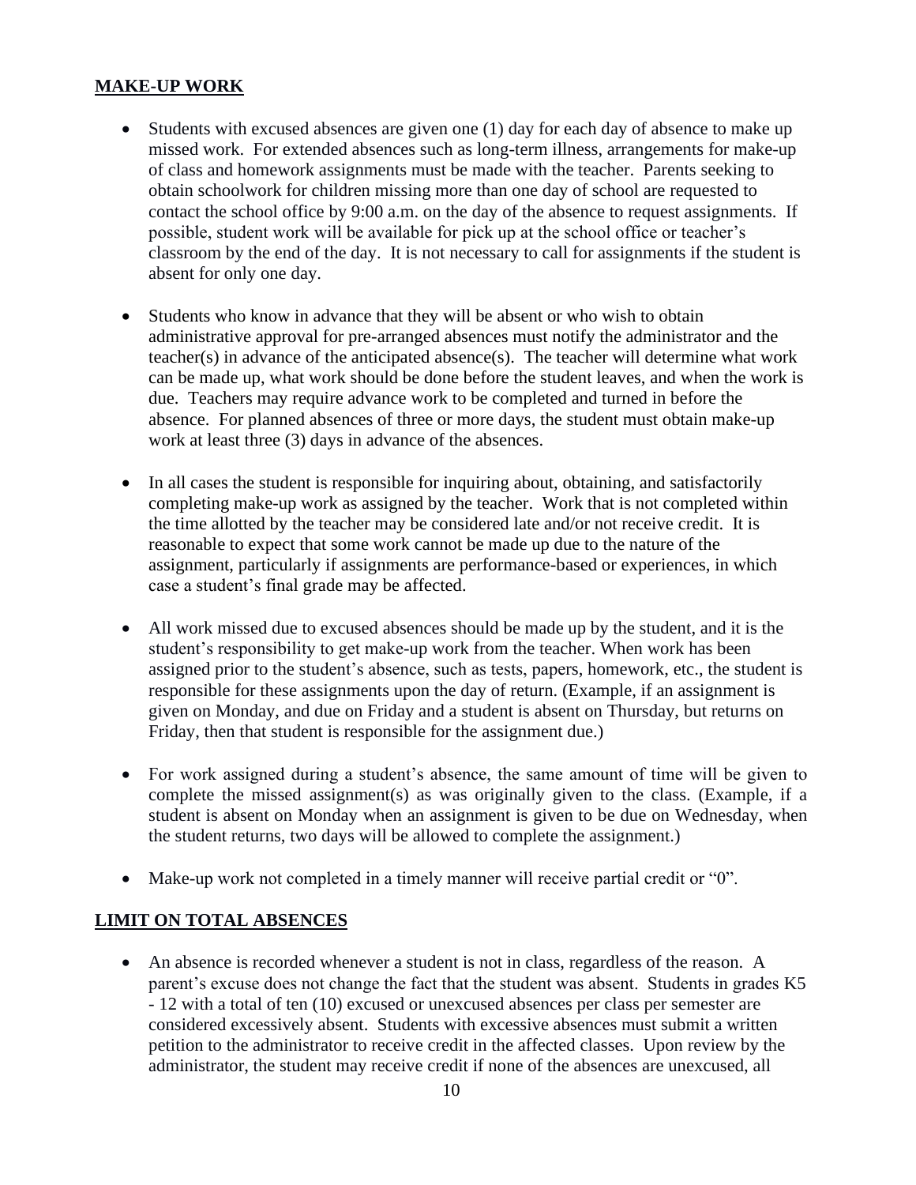## MAKE-UP WORK

- Students with excused absences are given one (1) day for each day of absence to make up missed work. For extended absences such as long-term illness, arrangements for make-up of class and homework assignments must be made with the teacher. Parents seeking to obtain schoolwork for children missing more than one day of school are requested to contact the school office by 9:00 a.m. on the day of the absence to request assignments. If possible, student work will be available for pick up at the school office or teacher's classroom by the end of the day. It is not necessary to call for assignments if the student is absent for only one day.

- Students who know in advance that they will be absent or who wish to obtain administrative approval for pre-arranged absences must notify the administrator and the teacher(s) in advance of the anticipated absence(s). The teacher will determine what work can be made up, what work should be done before the student leaves, and when the work is due. Teachers may require advance work to be completed and turned in before the absence. For planned absences of three or more days, the student must obtain make-up work at least three (3) days in advance of the absences.

- In all cases the student is responsible for inquiring about, obtaining, and satisfactorily completing make-up work as assigned by the teacher. Work that is not completed within the time allotted by the teacher may be considered late and/or not receive credit. It is reasonable to expect that some work cannot be made up due to the nature of the assignment, particularly if assignments are performance-based or experiences, in which case a student's final grade may be affected.

- All work missed due to excused absences should be made up by the student, and it is the student's responsibility to get make-up work from the teacher. When work has been assigned prior to the student's absence, such as tests, papers, homework, etc., the student is responsible for these assignments upon the day of return. (Example, if an assignment is given on Monday, and due on Friday and a student is absent on Thursday, but returns on Friday, then that student is responsible for the assignment due.)

- For work assigned during a student's absence, the same amount of time will be given to complete the missed assignment(s) as was originally given to the class. (Example, if a student is absent on Monday when an assignment is given to be due on Wednesday, when the student returns, two days will be allowed to complete the assignment.)

- Make-up work not completed in a timely manner will receive partial credit or "0".

## LIMIT ON TOTAL ABSENCES

- An absence is recorded whenever a student is not in class, regardless of the reason. A parent's excuse does not change the fact that the student was absent. Students in grades K5 - 12 with a total of ten (10) excused or unexcused absences per class per semester are considered excessively absent. Students with excessive absences must submit a written petition to the administrator to receive credit in the affected classes. Upon review by the administrator, the student may receive credit if none of the absences are unexcused, all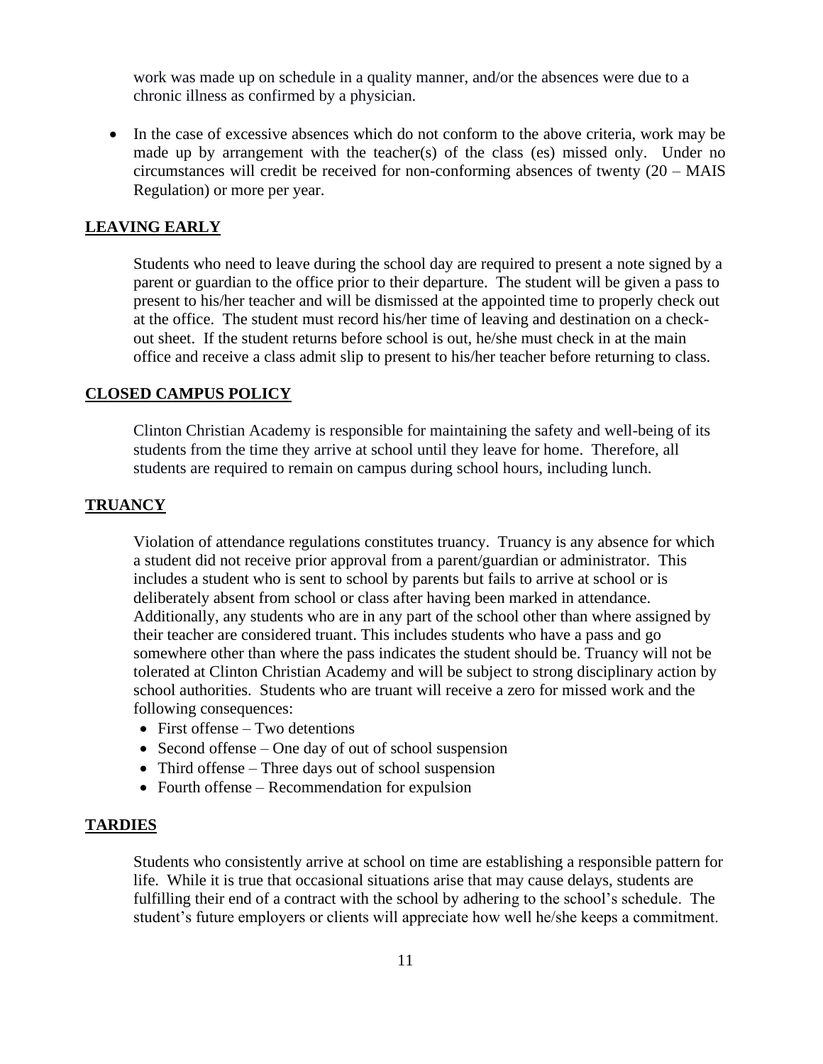work was made up on schedule in a quality manner, and/or the absences were due to a chronic illness as confirmed by a physician.

- In the case of excessive absences which do not conform to the above criteria, work may be made up by arrangement with the teacher(s) of the class (es) missed only. Under no circumstances will credit be received for non-conforming absences of twenty (20 – MAIS Regulation) or more per year.

## LEAVING EARLY

Students who need to leave during the school day are required to present a note signed by a parent or guardian to the office prior to their departure. The student will be given a pass to present to his/her teacher and will be dismissed at the appointed time to properly check out at the office. The student must record his/her time of leaving and destination on a check-out sheet. If the student returns before school is out, he/she must check in at the main office and receive a class admit slip to present to his/her teacher before returning to class.

## CLOSED CAMPUS POLICY

Clinton Christian Academy is responsible for maintaining the safety and well-being of its students from the time they arrive at school until they leave for home. Therefore, all students are required to remain on campus during school hours, including lunch.

## TRUANCY

Violation of attendance regulations constitutes truancy. Truancy is any absence for which a student did not receive prior approval from a parent/guardian or administrator. This includes a student who is sent to school by parents but fails to arrive at school or is deliberately absent from school or class after having been marked in attendance. Additionally, any students who are in any part of the school other than where assigned by their teacher are considered truant. This includes students who have a pass and go somewhere other than where the pass indicates the student should be. Truancy will not be tolerated at Clinton Christian Academy and will be subject to strong disciplinary action by school authorities. Students who are truant will receive a zero for missed work and the following consequences:

- First offense – Two detentions
- Second offense – One day of out of school suspension
- Third offense – Three days out of school suspension
- Fourth offense – Recommendation for expulsion

## TARDIES

Students who consistently arrive at school on time are establishing a responsible pattern for life. While it is true that occasional situations arise that may cause delays, students are fulfilling their end of a contract with the school by adhering to the school's schedule. The student's future employers or clients will appreciate how well he/she keeps a commitment.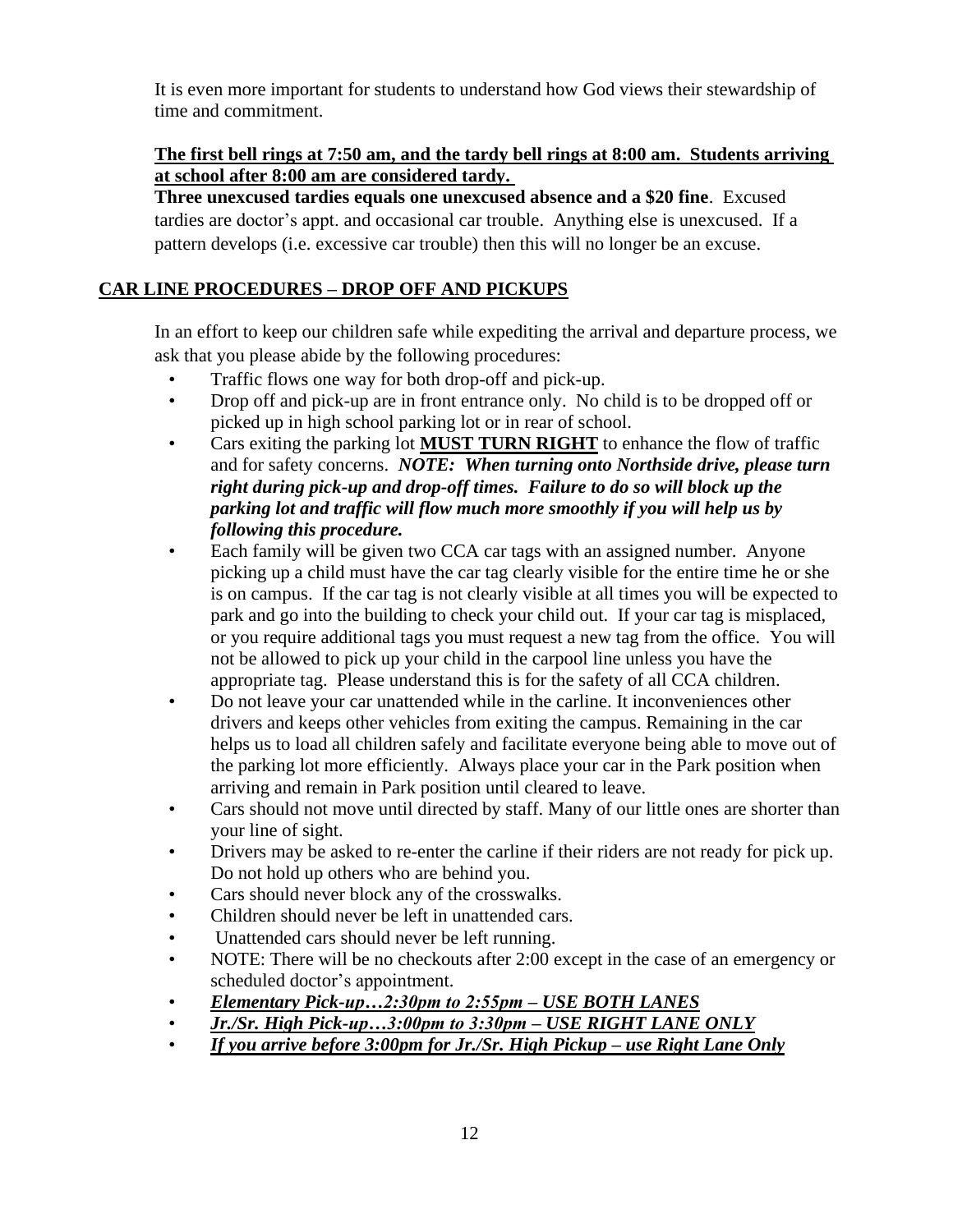It is even more important for students to understand how God views their stewardship of time and commitment.

**The first bell rings at 7:50 am, and the tardy bell rings at 8:00 am. Students arriving at school after 8:00 am are considered tardy.**

**Three unexcused tardies equals one unexcused absence and a $20 fine**. Excused tardies are doctor's appt. and occasional car trouble. Anything else is unexcused. If a pattern develops (i.e. excessive car trouble) then this will no longer be an excuse.

## CAR LINE PROCEDURES – DROP OFF AND PICKUPS

In an effort to keep our children safe while expediting the arrival and departure process, we ask that you please abide by the following procedures:

- Traffic flows one way for both drop-off and pick-up.
- Drop off and pick-up are in front entrance only. No child is to be dropped off or picked up in high school parking lot or in rear of school.
- Cars exiting the parking lot **MUST TURN RIGHT** to enhance the flow of traffic and for safety concerns. ***NOTE: When turning onto Northside drive, please turn right during pick-up and drop-off times. Failure to do so will block up the parking lot and traffic will flow much more smoothly if you will help us by following this procedure.***
- Each family will be given two CCA car tags with an assigned number. Anyone picking up a child must have the car tag clearly visible for the entire time he or she is on campus. If the car tag is not clearly visible at all times you will be expected to park and go into the building to check your child out. If your car tag is misplaced, or you require additional tags you must request a new tag from the office. You will not be allowed to pick up your child in the carpool line unless you have the appropriate tag. Please understand this is for the safety of all CCA children.
- Do not leave your car unattended while in the carline. It inconveniences other drivers and keeps other vehicles from exiting the campus. Remaining in the car helps us to load all children safely and facilitate everyone being able to move out of the parking lot more efficiently. Always place your car in the Park position when arriving and remain in Park position until cleared to leave.
- Cars should not move until directed by staff. Many of our little ones are shorter than your line of sight.
- Drivers may be asked to re-enter the carline if their riders are not ready for pick up. Do not hold up others who are behind you.
- Cars should never block any of the crosswalks.
- Children should never be left in unattended cars.
- Unattended cars should never be left running.
- NOTE: There will be no checkouts after 2:00 except in the case of an emergency or scheduled doctor's appointment.
- ***Elementary Pick-up…2:30pm to 2:55pm – USE BOTH LANES***
- ***Jr./Sr. High Pick-up…3:00pm to 3:30pm – USE RIGHT LANE ONLY***
- ***If you arrive before 3:00pm for Jr./Sr. High Pickup – use Right Lane Only***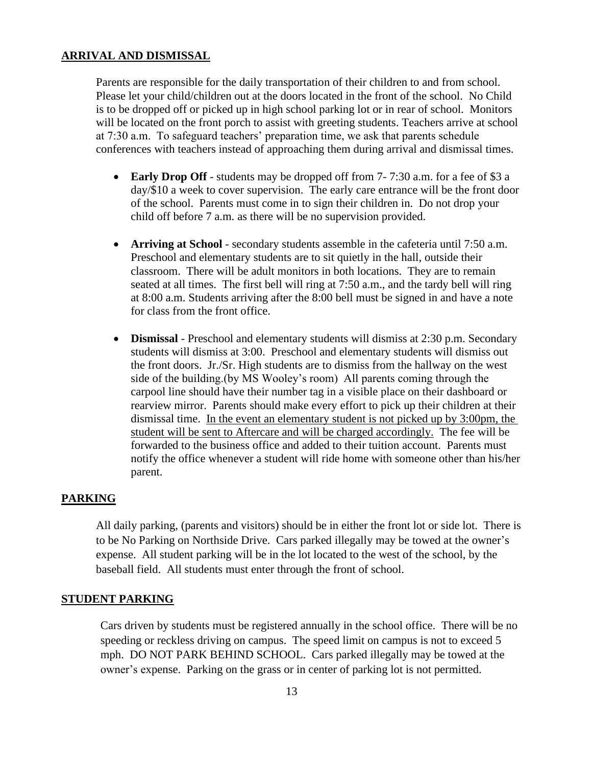## ARRIVAL AND DISMISSAL

Parents are responsible for the daily transportation of their children to and from school. Please let your child/children out at the doors located in the front of the school. No Child is to be dropped off or picked up in high school parking lot or in rear of school. Monitors will be located on the front porch to assist with greeting students. Teachers arrive at school at 7:30 a.m. To safeguard teachers' preparation time, we ask that parents schedule conferences with teachers instead of approaching them during arrival and dismissal times.

- **Early Drop Off** - students may be dropped off from 7- 7:30 a.m. for a fee of $3 a day/$10 a week to cover supervision. The early care entrance will be the front door of the school. Parents must come in to sign their children in. Do not drop your child off before 7 a.m. as there will be no supervision provided.

- **Arriving at School** - secondary students assemble in the cafeteria until 7:50 a.m. Preschool and elementary students are to sit quietly in the hall, outside their classroom. There will be adult monitors in both locations. They are to remain seated at all times. The first bell will ring at 7:50 a.m., and the tardy bell will ring at 8:00 a.m. Students arriving after the 8:00 bell must be signed in and have a note for class from the front office.

- **Dismissal** - Preschool and elementary students will dismiss at 2:30 p.m. Secondary students will dismiss at 3:00. Preschool and elementary students will dismiss out the front doors. Jr./Sr. High students are to dismiss from the hallway on the west side of the building.(by MS Wooley's room) All parents coming through the carpool line should have their number tag in a visible place on their dashboard or rearview mirror. Parents should make every effort to pick up their children at their dismissal time. <u>In the event an elementary student is not picked up by 3:00pm, the student will be sent to Aftercare and will be charged accordingly.</u> The fee will be forwarded to the business office and added to their tuition account. Parents must notify the office whenever a student will ride home with someone other than his/her parent.

## PARKING

All daily parking, (parents and visitors) should be in either the front lot or side lot. There is to be No Parking on Northside Drive. Cars parked illegally may be towed at the owner's expense. All student parking will be in the lot located to the west of the school, by the baseball field. All students must enter through the front of school.

## STUDENT PARKING

Cars driven by students must be registered annually in the school office. There will be no speeding or reckless driving on campus. The speed limit on campus is not to exceed 5 mph. DO NOT PARK BEHIND SCHOOL. Cars parked illegally may be towed at the owner's expense. Parking on the grass or in center of parking lot is not permitted.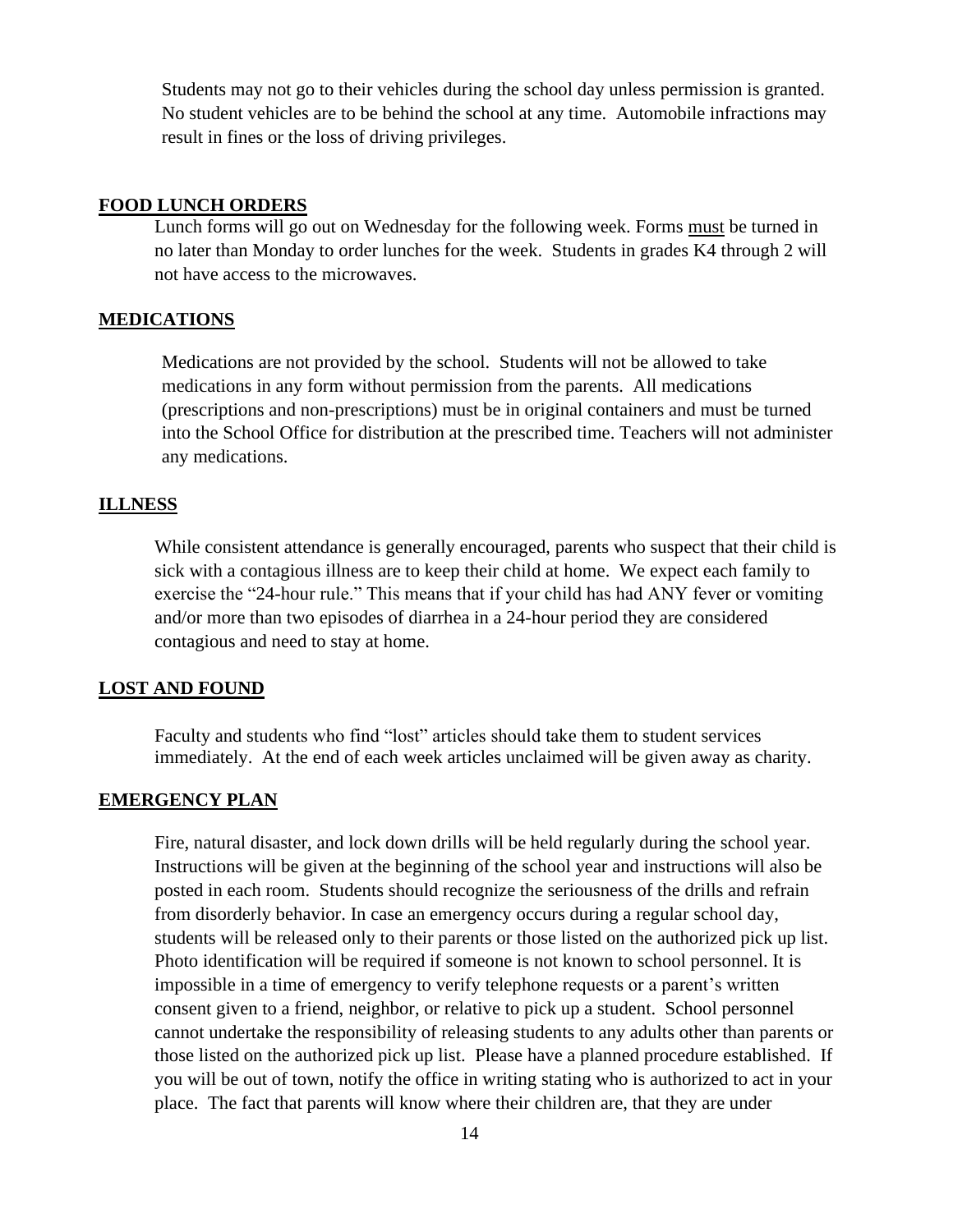Students may not go to their vehicles during the school day unless permission is granted. No student vehicles are to be behind the school at any time. Automobile infractions may result in fines or the loss of driving privileges.

## FOOD LUNCH ORDERS

Lunch forms will go out on Wednesday for the following week. Forms <u>must</u> be turned in no later than Monday to order lunches for the week. Students in grades K4 through 2 will not have access to the microwaves.

## MEDICATIONS

Medications are not provided by the school. Students will not be allowed to take medications in any form without permission from the parents. All medications (prescriptions and non-prescriptions) must be in original containers and must be turned into the School Office for distribution at the prescribed time. Teachers will not administer any medications.

## ILLNESS

While consistent attendance is generally encouraged, parents who suspect that their child is sick with a contagious illness are to keep their child at home. We expect each family to exercise the "24-hour rule." This means that if your child has had ANY fever or vomiting and/or more than two episodes of diarrhea in a 24-hour period they are considered contagious and need to stay at home.

## LOST AND FOUND

Faculty and students who find "lost" articles should take them to student services immediately. At the end of each week articles unclaimed will be given away as charity.

## EMERGENCY PLAN

Fire, natural disaster, and lock down drills will be held regularly during the school year. Instructions will be given at the beginning of the school year and instructions will also be posted in each room. Students should recognize the seriousness of the drills and refrain from disorderly behavior. In case an emergency occurs during a regular school day, students will be released only to their parents or those listed on the authorized pick up list. Photo identification will be required if someone is not known to school personnel. It is impossible in a time of emergency to verify telephone requests or a parent's written consent given to a friend, neighbor, or relative to pick up a student. School personnel cannot undertake the responsibility of releasing students to any adults other than parents or those listed on the authorized pick up list. Please have a planned procedure established. If you will be out of town, notify the office in writing stating who is authorized to act in your place. The fact that parents will know where their children are, that they are under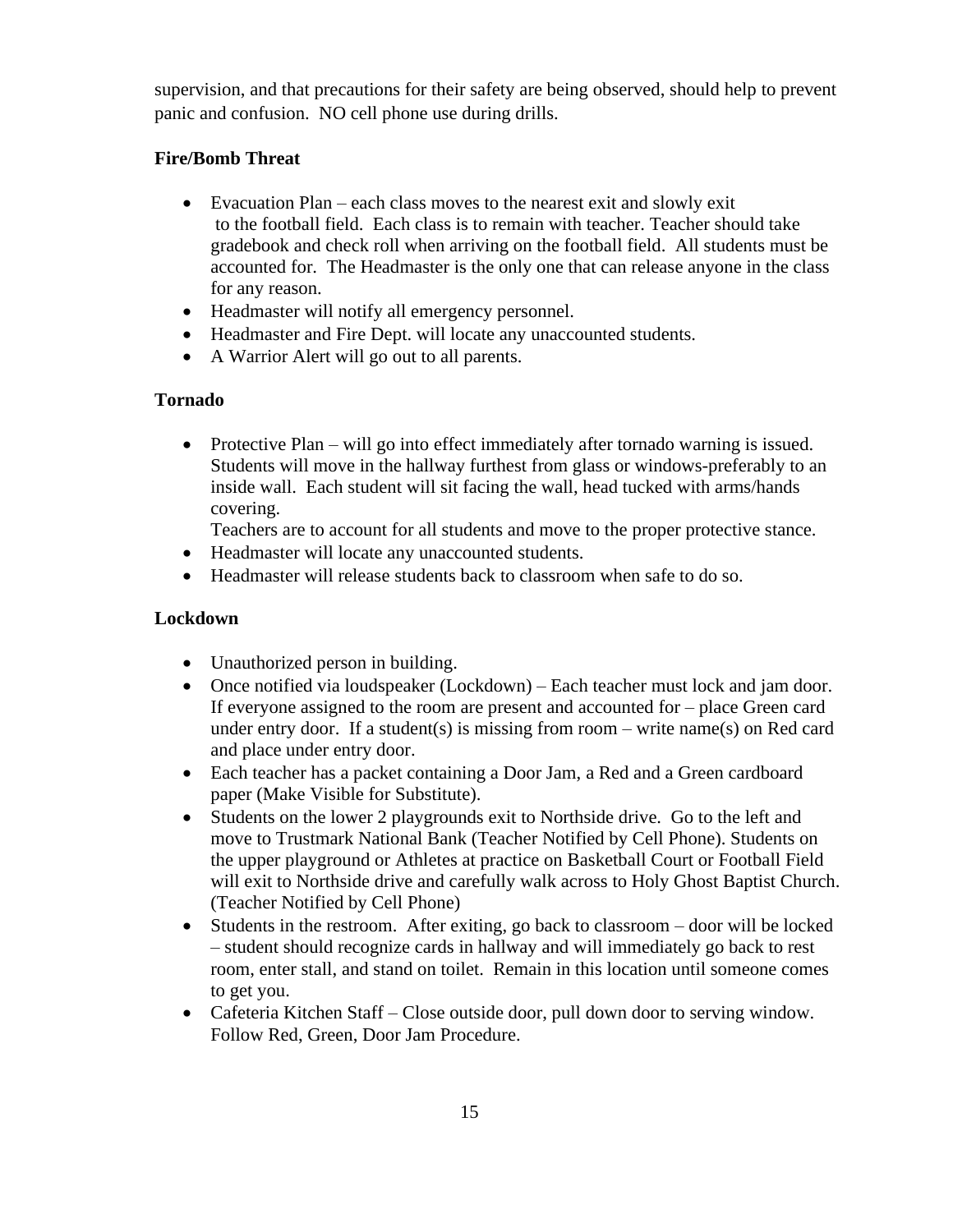supervision, and that precautions for their safety are being observed, should help to prevent panic and confusion. NO cell phone use during drills.

**Fire/Bomb Threat**

- Evacuation Plan – each class moves to the nearest exit and slowly exit to the football field. Each class is to remain with teacher. Teacher should take gradebook and check roll when arriving on the football field. All students must be accounted for. The Headmaster is the only one that can release anyone in the class for any reason.
- Headmaster will notify all emergency personnel.
- Headmaster and Fire Dept. will locate any unaccounted students.
- A Warrior Alert will go out to all parents.

**Tornado**

- Protective Plan – will go into effect immediately after tornado warning is issued. Students will move in the hallway furthest from glass or windows-preferably to an inside wall. Each student will sit facing the wall, head tucked with arms/hands covering.
  Teachers are to account for all students and move to the proper protective stance.
- Headmaster will locate any unaccounted students.
- Headmaster will release students back to classroom when safe to do so.

**Lockdown**

- Unauthorized person in building.
- Once notified via loudspeaker (Lockdown) – Each teacher must lock and jam door. If everyone assigned to the room are present and accounted for – place Green card under entry door. If a student(s) is missing from room – write name(s) on Red card and place under entry door.
- Each teacher has a packet containing a Door Jam, a Red and a Green cardboard paper (Make Visible for Substitute).
- Students on the lower 2 playgrounds exit to Northside drive. Go to the left and move to Trustmark National Bank (Teacher Notified by Cell Phone). Students on the upper playground or Athletes at practice on Basketball Court or Football Field will exit to Northside drive and carefully walk across to Holy Ghost Baptist Church. (Teacher Notified by Cell Phone)
- Students in the restroom. After exiting, go back to classroom – door will be locked – student should recognize cards in hallway and will immediately go back to rest room, enter stall, and stand on toilet. Remain in this location until someone comes to get you.
- Cafeteria Kitchen Staff – Close outside door, pull down door to serving window. Follow Red, Green, Door Jam Procedure.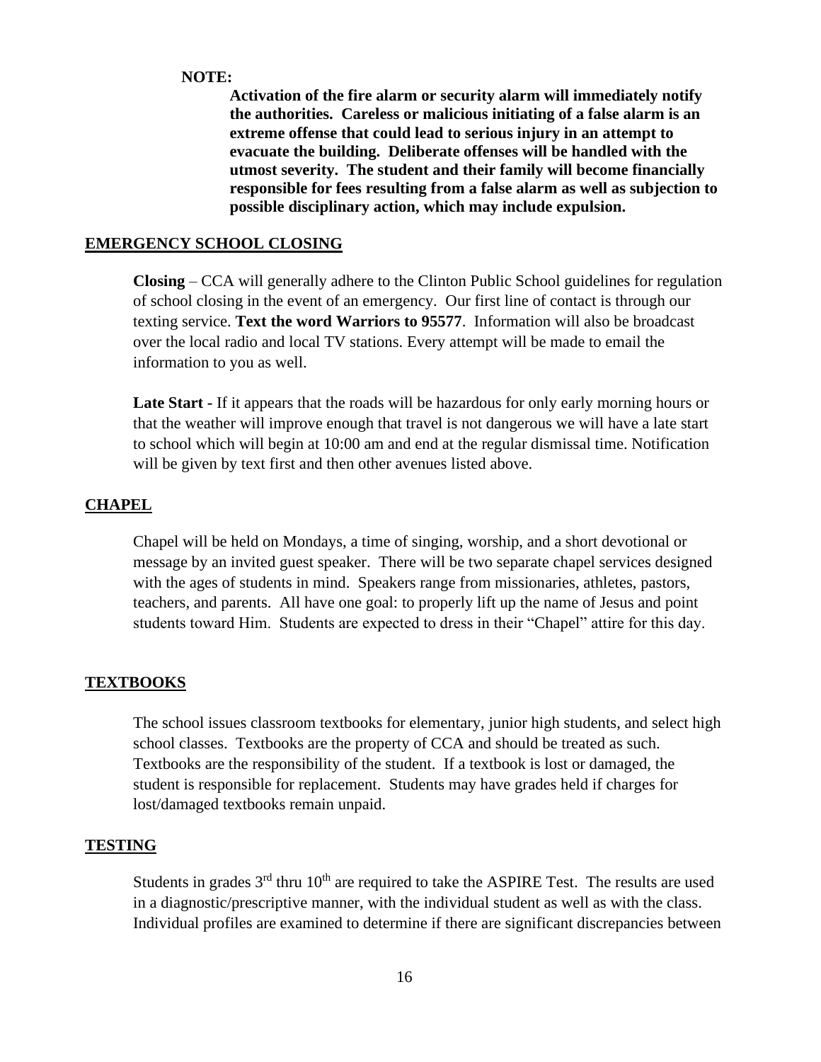**NOTE:**

**Activation of the fire alarm or security alarm will immediately notify the authorities. Careless or malicious initiating of a false alarm is an extreme offense that could lead to serious injury in an attempt to evacuate the building. Deliberate offenses will be handled with the utmost severity. The student and their family will become financially responsible for fees resulting from a false alarm as well as subjection to possible disciplinary action, which may include expulsion.**

## EMERGENCY SCHOOL CLOSING

**Closing** – CCA will generally adhere to the Clinton Public School guidelines for regulation of school closing in the event of an emergency. Our first line of contact is through our texting service. **Text the word Warriors to 95577**. Information will also be broadcast over the local radio and local TV stations. Every attempt will be made to email the information to you as well.

**Late Start -** If it appears that the roads will be hazardous for only early morning hours or that the weather will improve enough that travel is not dangerous we will have a late start to school which will begin at 10:00 am and end at the regular dismissal time. Notification will be given by text first and then other avenues listed above.

## CHAPEL

Chapel will be held on Mondays, a time of singing, worship, and a short devotional or message by an invited guest speaker. There will be two separate chapel services designed with the ages of students in mind. Speakers range from missionaries, athletes, pastors, teachers, and parents. All have one goal: to properly lift up the name of Jesus and point students toward Him. Students are expected to dress in their "Chapel" attire for this day.

## TEXTBOOKS

The school issues classroom textbooks for elementary, junior high students, and select high school classes. Textbooks are the property of CCA and should be treated as such. Textbooks are the responsibility of the student. If a textbook is lost or damaged, the student is responsible for replacement. Students may have grades held if charges for lost/damaged textbooks remain unpaid.

## TESTING

Students in grades 3rd thru 10th are required to take the ASPIRE Test. The results are used in a diagnostic/prescriptive manner, with the individual student as well as with the class. Individual profiles are examined to determine if there are significant discrepancies between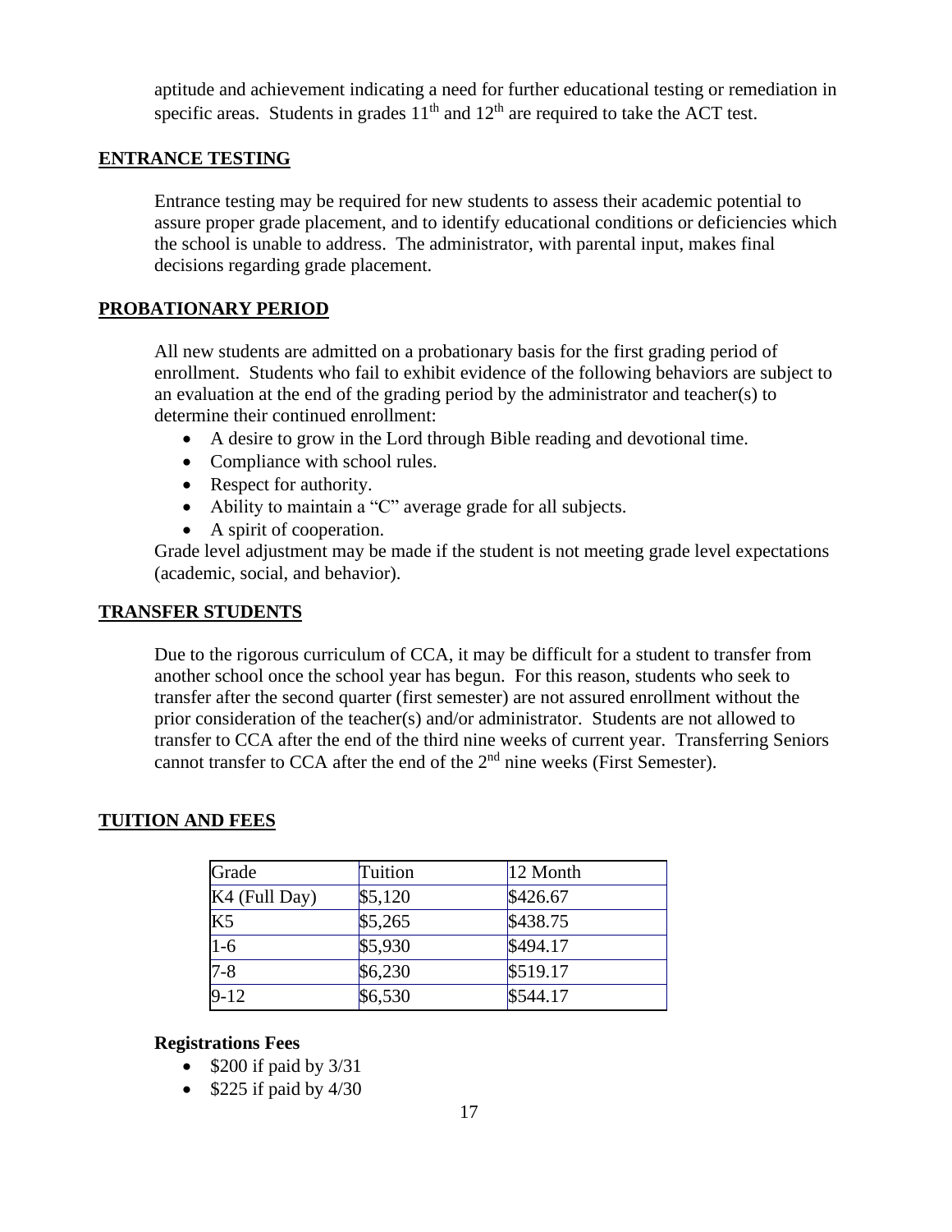aptitude and achievement indicating a need for further educational testing or remediation in specific areas. Students in grades 11th and 12th are required to take the ACT test.

## ENTRANCE TESTING

Entrance testing may be required for new students to assess their academic potential to assure proper grade placement, and to identify educational conditions or deficiencies which the school is unable to address. The administrator, with parental input, makes final decisions regarding grade placement.

## PROBATIONARY PERIOD

All new students are admitted on a probationary basis for the first grading period of enrollment. Students who fail to exhibit evidence of the following behaviors are subject to an evaluation at the end of the grading period by the administrator and teacher(s) to determine their continued enrollment:

- A desire to grow in the Lord through Bible reading and devotional time.
- Compliance with school rules.
- Respect for authority.
- Ability to maintain a "C" average grade for all subjects.
- A spirit of cooperation.

Grade level adjustment may be made if the student is not meeting grade level expectations (academic, social, and behavior).

## TRANSFER STUDENTS

Due to the rigorous curriculum of CCA, it may be difficult for a student to transfer from another school once the school year has begun. For this reason, students who seek to transfer after the second quarter (first semester) are not assured enrollment without the prior consideration of the teacher(s) and/or administrator. Students are not allowed to transfer to CCA after the end of the third nine weeks of current year. Transferring Seniors cannot transfer to CCA after the end of the 2nd nine weeks (First Semester).

## TUITION AND FEES

| Grade | Tuition | 12 Month |
|---|---|---|
| K4 (Full Day) | $5,120 | $426.67 |
| K5 | $5,265 | $438.75 |
| 1-6 | $5,930 | $494.17 |
| 7-8 | $6,230 | $519.17 |
| 9-12 | $6,530 | $544.17 |

**Registrations Fees**

- $200 if paid by 3/31
- $225 if paid by 4/30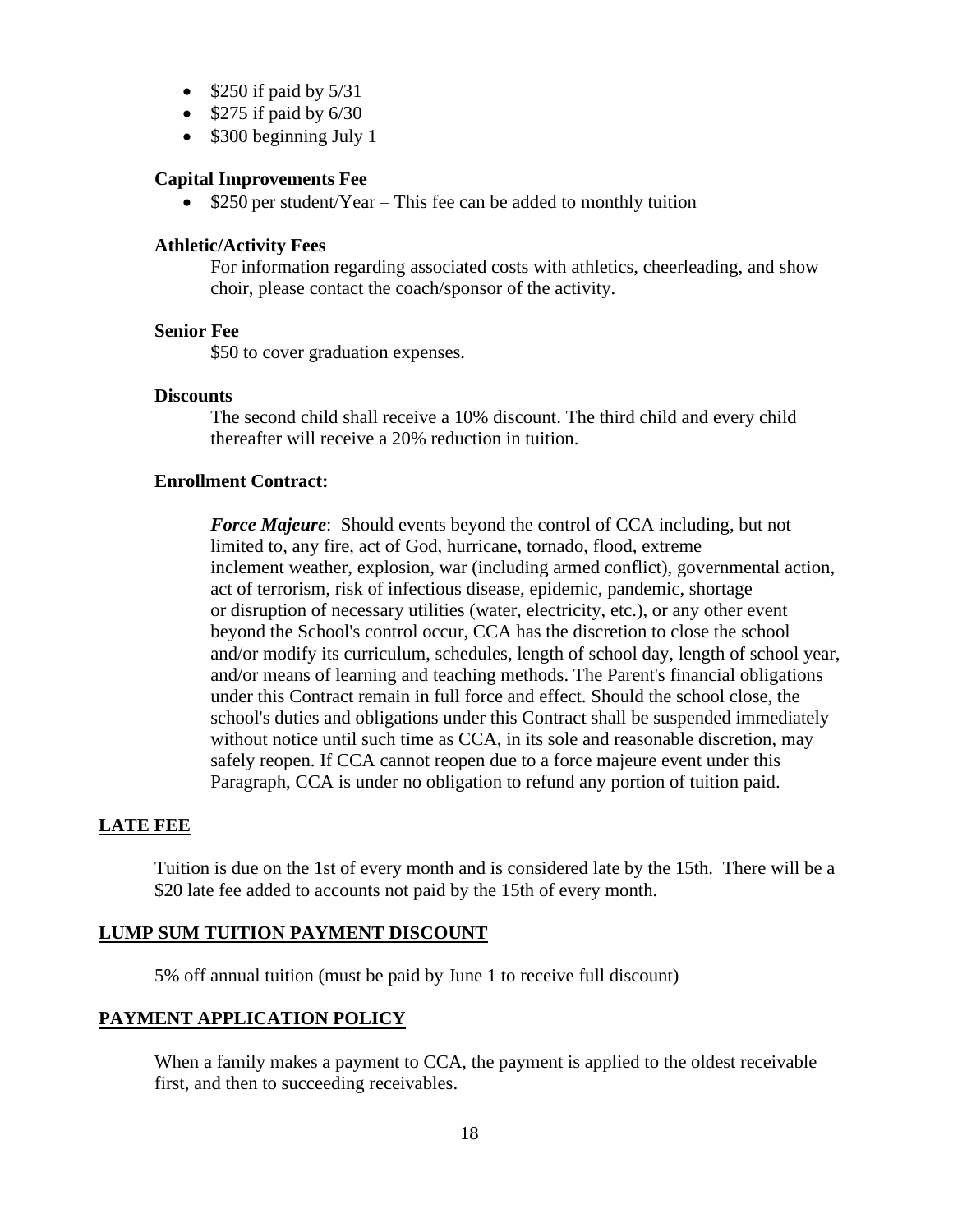- $250 if paid by 5/31
- $275 if paid by 6/30
- $300 beginning July 1

**Capital Improvements Fee**

- $250 per student/Year – This fee can be added to monthly tuition

**Athletic/Activity Fees**

For information regarding associated costs with athletics, cheerleading, and show choir, please contact the coach/sponsor of the activity.

**Senior Fee**

$50 to cover graduation expenses.

**Discounts**

The second child shall receive a 10% discount. The third child and every child thereafter will receive a 20% reduction in tuition.

**Enrollment Contract:**

***Force Majeure***: Should events beyond the control of CCA including, but not limited to, any fire, act of God, hurricane, tornado, flood, extreme inclement weather, explosion, war (including armed conflict), governmental action, act of terrorism, risk of infectious disease, epidemic, pandemic, shortage or disruption of necessary utilities (water, electricity, etc.), or any other event beyond the School's control occur, CCA has the discretion to close the school and/or modify its curriculum, schedules, length of school day, length of school year, and/or means of learning and teaching methods. The Parent's financial obligations under this Contract remain in full force and effect. Should the school close, the school's duties and obligations under this Contract shall be suspended immediately without notice until such time as CCA, in its sole and reasonable discretion, may safely reopen. If CCA cannot reopen due to a force majeure event under this Paragraph, CCA is under no obligation to refund any portion of tuition paid.

## LATE FEE

Tuition is due on the 1st of every month and is considered late by the 15th. There will be a $20 late fee added to accounts not paid by the 15th of every month.

## LUMP SUM TUITION PAYMENT DISCOUNT

5% off annual tuition (must be paid by June 1 to receive full discount)

## PAYMENT APPLICATION POLICY

When a family makes a payment to CCA, the payment is applied to the oldest receivable first, and then to succeeding receivables.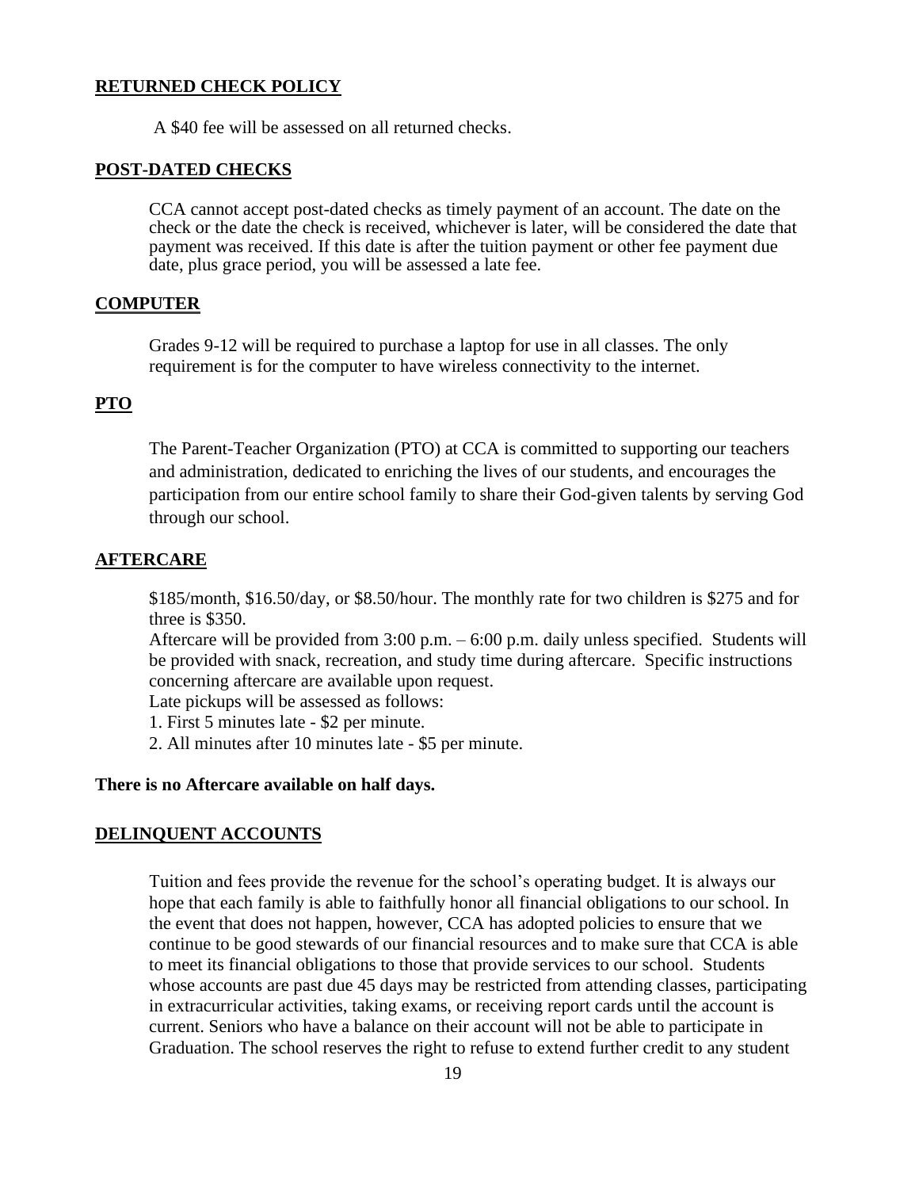## RETURNED CHECK POLICY

A $40 fee will be assessed on all returned checks.

## POST-DATED CHECKS

CCA cannot accept post-dated checks as timely payment of an account. The date on the check or the date the check is received, whichever is later, will be considered the date that payment was received. If this date is after the tuition payment or other fee payment due date, plus grace period, you will be assessed a late fee.

## COMPUTER

Grades 9-12 will be required to purchase a laptop for use in all classes. The only requirement is for the computer to have wireless connectivity to the internet.

## PTO

The Parent-Teacher Organization (PTO) at CCA is committed to supporting our teachers and administration, dedicated to enriching the lives of our students, and encourages the participation from our entire school family to share their God-given talents by serving God through our school.

## AFTERCARE

$185/month, $16.50/day, or $8.50/hour. The monthly rate for two children is $275 and for three is $350.

Aftercare will be provided from 3:00 p.m. – 6:00 p.m. daily unless specified. Students will be provided with snack, recreation, and study time during aftercare. Specific instructions concerning aftercare are available upon request.

Late pickups will be assessed as follows:

1. First 5 minutes late - $2 per minute.
2. All minutes after 10 minutes late - $5 per minute.

**There is no Aftercare available on half days.**

## DELINQUENT ACCOUNTS

Tuition and fees provide the revenue for the school's operating budget. It is always our hope that each family is able to faithfully honor all financial obligations to our school. In the event that does not happen, however, CCA has adopted policies to ensure that we continue to be good stewards of our financial resources and to make sure that CCA is able to meet its financial obligations to those that provide services to our school. Students whose accounts are past due 45 days may be restricted from attending classes, participating in extracurricular activities, taking exams, or receiving report cards until the account is current. Seniors who have a balance on their account will not be able to participate in Graduation. The school reserves the right to refuse to extend further credit to any student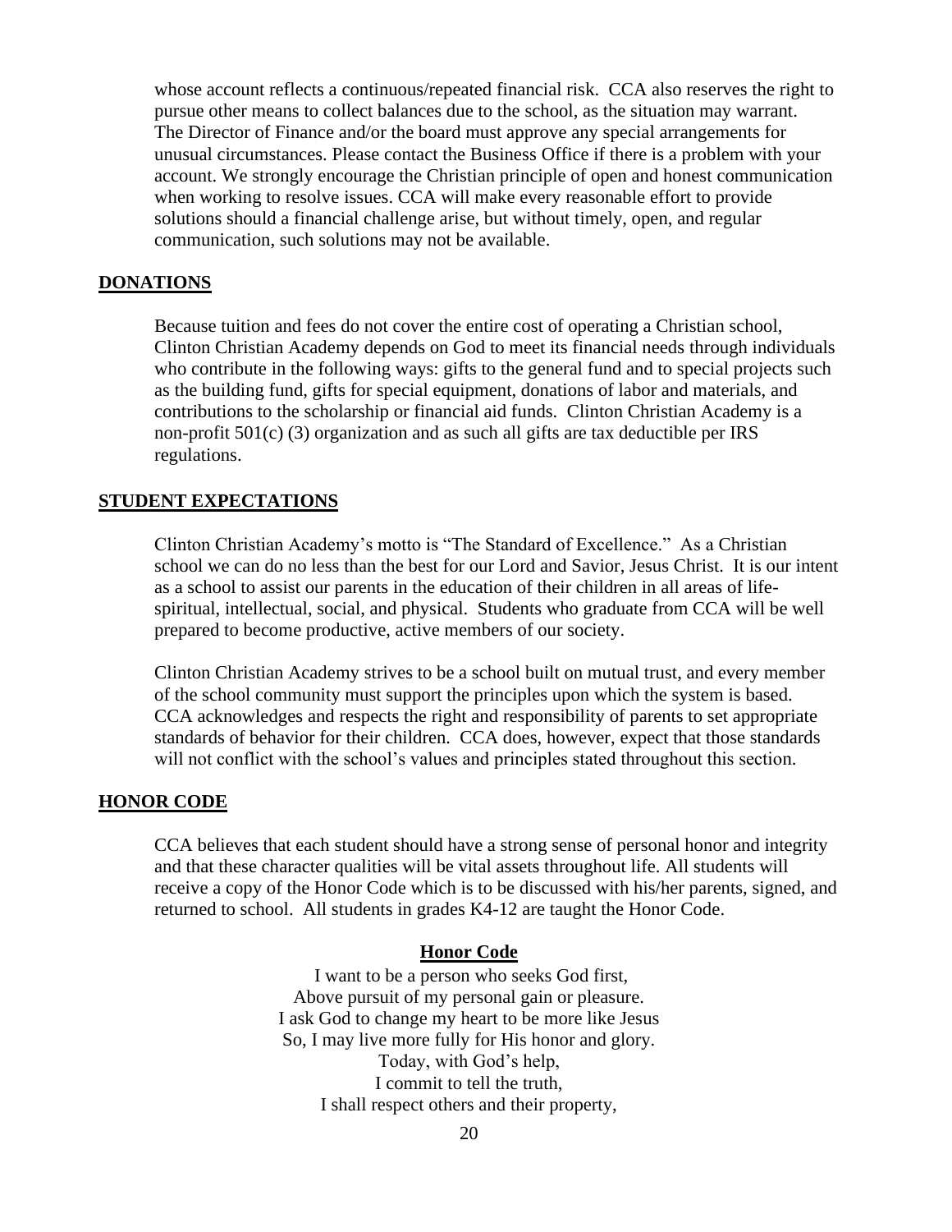whose account reflects a continuous/repeated financial risk. CCA also reserves the right to pursue other means to collect balances due to the school, as the situation may warrant. The Director of Finance and/or the board must approve any special arrangements for unusual circumstances. Please contact the Business Office if there is a problem with your account. We strongly encourage the Christian principle of open and honest communication when working to resolve issues. CCA will make every reasonable effort to provide solutions should a financial challenge arise, but without timely, open, and regular communication, such solutions may not be available.

## DONATIONS

Because tuition and fees do not cover the entire cost of operating a Christian school, Clinton Christian Academy depends on God to meet its financial needs through individuals who contribute in the following ways: gifts to the general fund and to special projects such as the building fund, gifts for special equipment, donations of labor and materials, and contributions to the scholarship or financial aid funds. Clinton Christian Academy is a non-profit 501(c) (3) organization and as such all gifts are tax deductible per IRS regulations.

## STUDENT EXPECTATIONS

Clinton Christian Academy's motto is "The Standard of Excellence." As a Christian school we can do no less than the best for our Lord and Savior, Jesus Christ. It is our intent as a school to assist our parents in the education of their children in all areas of life-spiritual, intellectual, social, and physical. Students who graduate from CCA will be well prepared to become productive, active members of our society.

Clinton Christian Academy strives to be a school built on mutual trust, and every member of the school community must support the principles upon which the system is based. CCA acknowledges and respects the right and responsibility of parents to set appropriate standards of behavior for their children. CCA does, however, expect that those standards will not conflict with the school's values and principles stated throughout this section.

## HONOR CODE

CCA believes that each student should have a strong sense of personal honor and integrity and that these character qualities will be vital assets throughout life. All students will receive a copy of the Honor Code which is to be discussed with his/her parents, signed, and returned to school. All students in grades K4-12 are taught the Honor Code.

### Honor Code

I want to be a person who seeks God first,
Above pursuit of my personal gain or pleasure.
I ask God to change my heart to be more like Jesus
So, I may live more fully for His honor and glory.
Today, with God's help,
I commit to tell the truth,
I shall respect others and their property,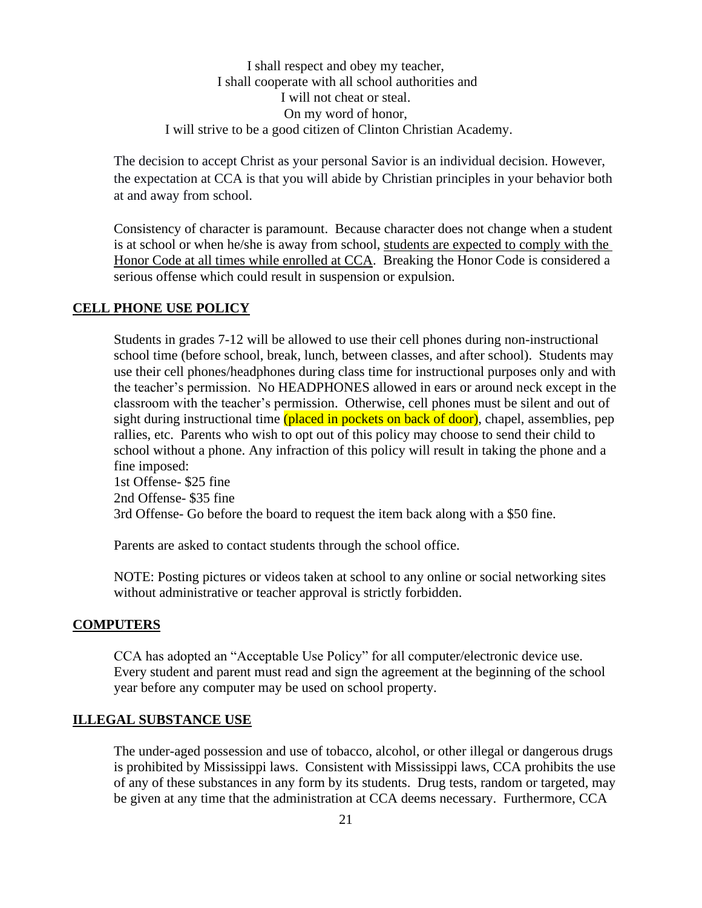I shall respect and obey my teacher,
I shall cooperate with all school authorities and
I will not cheat or steal.
On my word of honor,
I will strive to be a good citizen of Clinton Christian Academy.

The decision to accept Christ as your personal Savior is an individual decision. However, the expectation at CCA is that you will abide by Christian principles in your behavior both at and away from school.

Consistency of character is paramount. Because character does not change when a student is at school or when he/she is away from school, <u>students are expected to comply with the Honor Code at all times while enrolled at CCA</u>. Breaking the Honor Code is considered a serious offense which could result in suspension or expulsion.

## CELL PHONE USE POLICY

Students in grades 7-12 will be allowed to use their cell phones during non-instructional school time (before school, break, lunch, between classes, and after school). Students may use their cell phones/headphones during class time for instructional purposes only and with the teacher's permission. No HEADPHONES allowed in ears or around neck except in the classroom with the teacher's permission. Otherwise, cell phones must be silent and out of sight during instructional time (placed in pockets on back of door), chapel, assemblies, pep rallies, etc. Parents who wish to opt out of this policy may choose to send their child to school without a phone. Any infraction of this policy will result in taking the phone and a fine imposed:
1st Offense- $25 fine
2nd Offense- $35 fine
3rd Offense- Go before the board to request the item back along with a $50 fine.

Parents are asked to contact students through the school office.

NOTE: Posting pictures or videos taken at school to any online or social networking sites without administrative or teacher approval is strictly forbidden.

## COMPUTERS

CCA has adopted an "Acceptable Use Policy" for all computer/electronic device use. Every student and parent must read and sign the agreement at the beginning of the school year before any computer may be used on school property.

## ILLEGAL SUBSTANCE USE

The under-aged possession and use of tobacco, alcohol, or other illegal or dangerous drugs is prohibited by Mississippi laws. Consistent with Mississippi laws, CCA prohibits the use of any of these substances in any form by its students. Drug tests, random or targeted, may be given at any time that the administration at CCA deems necessary. Furthermore, CCA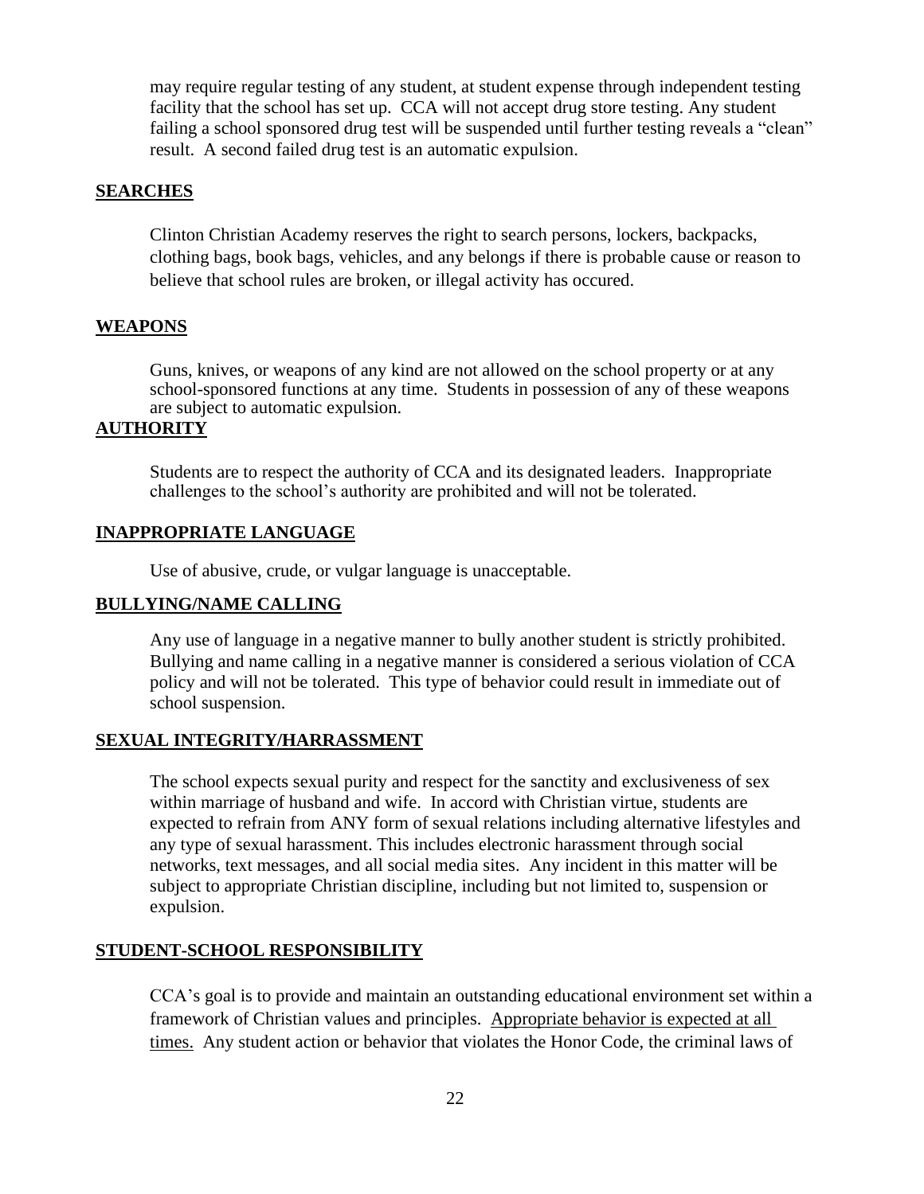may require regular testing of any student, at student expense through independent testing facility that the school has set up. CCA will not accept drug store testing. Any student failing a school sponsored drug test will be suspended until further testing reveals a "clean" result. A second failed drug test is an automatic expulsion.

## SEARCHES

Clinton Christian Academy reserves the right to search persons, lockers, backpacks, clothing bags, book bags, vehicles, and any belongs if there is probable cause or reason to believe that school rules are broken, or illegal activity has occured.

## WEAPONS

Guns, knives, or weapons of any kind are not allowed on the school property or at any school-sponsored functions at any time. Students in possession of any of these weapons are subject to automatic expulsion.

## AUTHORITY

Students are to respect the authority of CCA and its designated leaders. Inappropriate challenges to the school's authority are prohibited and will not be tolerated.

## INAPPROPRIATE LANGUAGE

Use of abusive, crude, or vulgar language is unacceptable.

## BULLYING/NAME CALLING

Any use of language in a negative manner to bully another student is strictly prohibited. Bullying and name calling in a negative manner is considered a serious violation of CCA policy and will not be tolerated. This type of behavior could result in immediate out of school suspension.

## SEXUAL INTEGRITY/HARRASSMENT

The school expects sexual purity and respect for the sanctity and exclusiveness of sex within marriage of husband and wife. In accord with Christian virtue, students are expected to refrain from ANY form of sexual relations including alternative lifestyles and any type of sexual harassment. This includes electronic harassment through social networks, text messages, and all social media sites. Any incident in this matter will be subject to appropriate Christian discipline, including but not limited to, suspension or expulsion.

## STUDENT-SCHOOL RESPONSIBILITY

CCA's goal is to provide and maintain an outstanding educational environment set within a framework of Christian values and principles. Appropriate behavior is expected at all times. Any student action or behavior that violates the Honor Code, the criminal laws of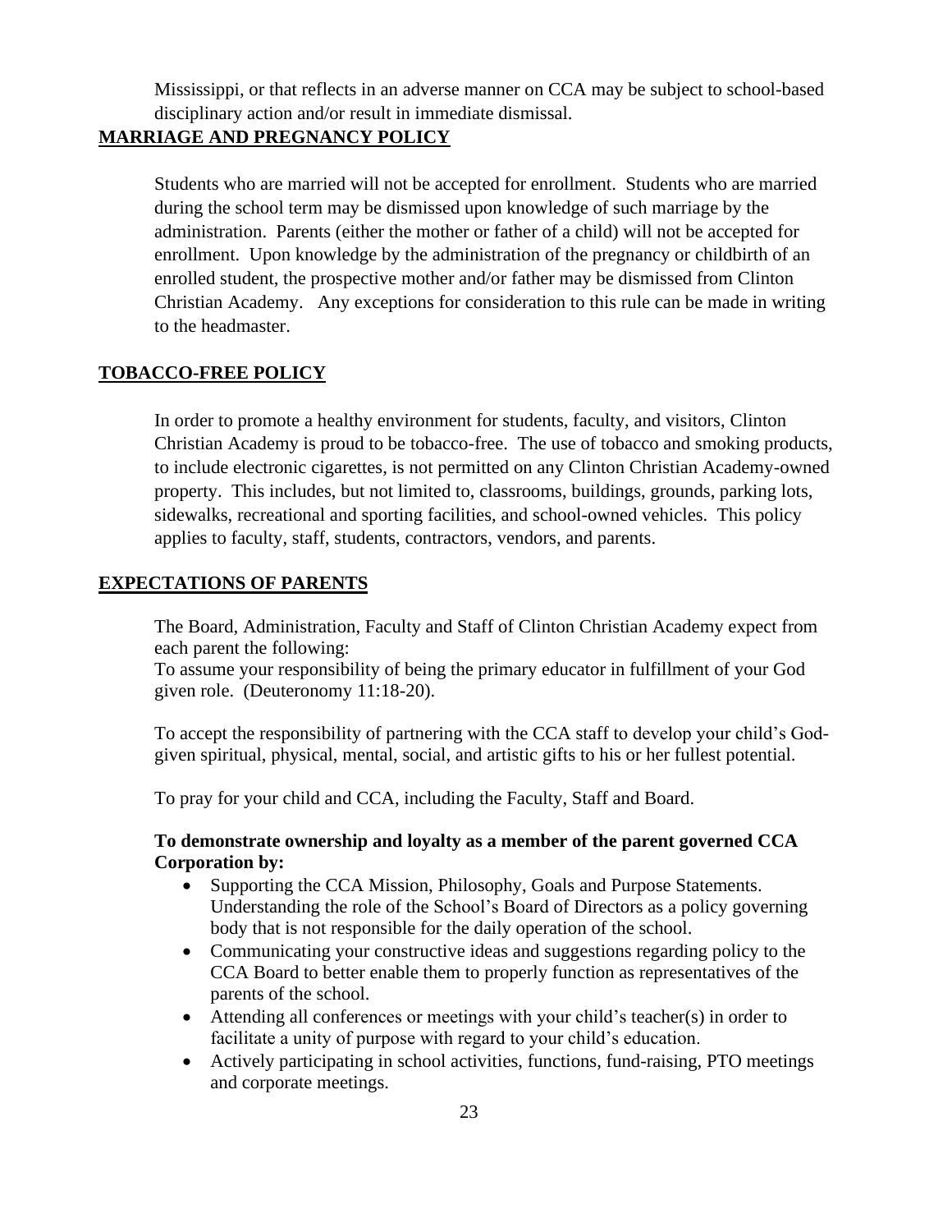Mississippi, or that reflects in an adverse manner on CCA may be subject to school-based disciplinary action and/or result in immediate dismissal.

## MARRIAGE AND PREGNANCY POLICY

Students who are married will not be accepted for enrollment. Students who are married during the school term may be dismissed upon knowledge of such marriage by the administration. Parents (either the mother or father of a child) will not be accepted for enrollment. Upon knowledge by the administration of the pregnancy or childbirth of an enrolled student, the prospective mother and/or father may be dismissed from Clinton Christian Academy. Any exceptions for consideration to this rule can be made in writing to the headmaster.

## TOBACCO-FREE POLICY

In order to promote a healthy environment for students, faculty, and visitors, Clinton Christian Academy is proud to be tobacco-free. The use of tobacco and smoking products, to include electronic cigarettes, is not permitted on any Clinton Christian Academy-owned property. This includes, but not limited to, classrooms, buildings, grounds, parking lots, sidewalks, recreational and sporting facilities, and school-owned vehicles. This policy applies to faculty, staff, students, contractors, vendors, and parents.

## EXPECTATIONS OF PARENTS

The Board, Administration, Faculty and Staff of Clinton Christian Academy expect from each parent the following:
To assume your responsibility of being the primary educator in fulfillment of your God given role. (Deuteronomy 11:18-20).

To accept the responsibility of partnering with the CCA staff to develop your child's God-given spiritual, physical, mental, social, and artistic gifts to his or her fullest potential.

To pray for your child and CCA, including the Faculty, Staff and Board.

**To demonstrate ownership and loyalty as a member of the parent governed CCA Corporation by:**

- Supporting the CCA Mission, Philosophy, Goals and Purpose Statements. Understanding the role of the School's Board of Directors as a policy governing body that is not responsible for the daily operation of the school.
- Communicating your constructive ideas and suggestions regarding policy to the CCA Board to better enable them to properly function as representatives of the parents of the school.
- Attending all conferences or meetings with your child's teacher(s) in order to facilitate a unity of purpose with regard to your child's education.
- Actively participating in school activities, functions, fund-raising, PTO meetings and corporate meetings.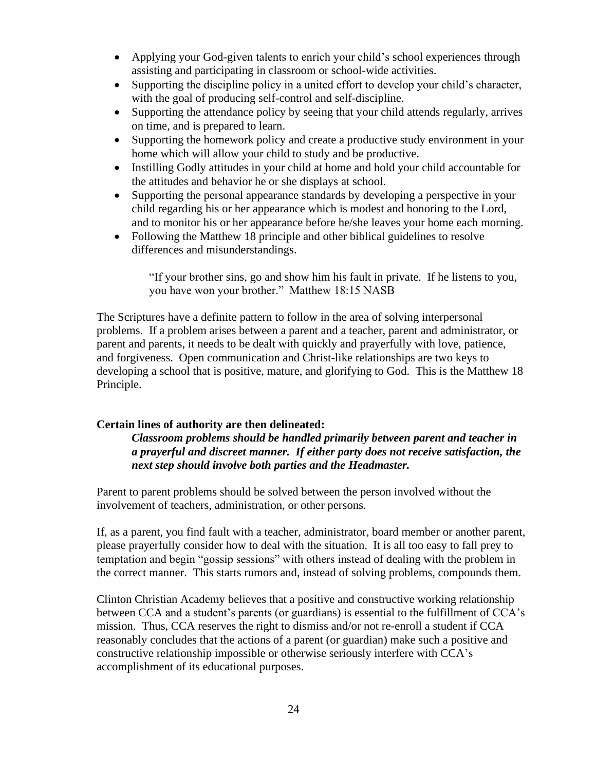- Applying your God-given talents to enrich your child's school experiences through assisting and participating in classroom or school-wide activities.
- Supporting the discipline policy in a united effort to develop your child's character, with the goal of producing self-control and self-discipline.
- Supporting the attendance policy by seeing that your child attends regularly, arrives on time, and is prepared to learn.
- Supporting the homework policy and create a productive study environment in your home which will allow your child to study and be productive.
- Instilling Godly attitudes in your child at home and hold your child accountable for the attitudes and behavior he or she displays at school.
- Supporting the personal appearance standards by developing a perspective in your child regarding his or her appearance which is modest and honoring to the Lord, and to monitor his or her appearance before he/she leaves your home each morning.
- Following the Matthew 18 principle and other biblical guidelines to resolve differences and misunderstandings.

> "If your brother sins, go and show him his fault in private. If he listens to you, you have won your brother." Matthew 18:15 NASB

The Scriptures have a definite pattern to follow in the area of solving interpersonal problems. If a problem arises between a parent and a teacher, parent and administrator, or parent and parents, it needs to be dealt with quickly and prayerfully with love, patience, and forgiveness. Open communication and Christ-like relationships are two keys to developing a school that is positive, mature, and glorifying to God. This is the Matthew 18 Principle.

**Certain lines of authority are then delineated:**

> ***Classroom problems should be handled primarily between parent and teacher in a prayerful and discreet manner. If either party does not receive satisfaction, the next step should involve both parties and the Headmaster.***

Parent to parent problems should be solved between the person involved without the involvement of teachers, administration, or other persons.

If, as a parent, you find fault with a teacher, administrator, board member or another parent, please prayerfully consider how to deal with the situation. It is all too easy to fall prey to temptation and begin "gossip sessions" with others instead of dealing with the problem in the correct manner. This starts rumors and, instead of solving problems, compounds them.

Clinton Christian Academy believes that a positive and constructive working relationship between CCA and a student's parents (or guardians) is essential to the fulfillment of CCA's mission. Thus, CCA reserves the right to dismiss and/or not re-enroll a student if CCA reasonably concludes that the actions of a parent (or guardian) make such a positive and constructive relationship impossible or otherwise seriously interfere with CCA's accomplishment of its educational purposes.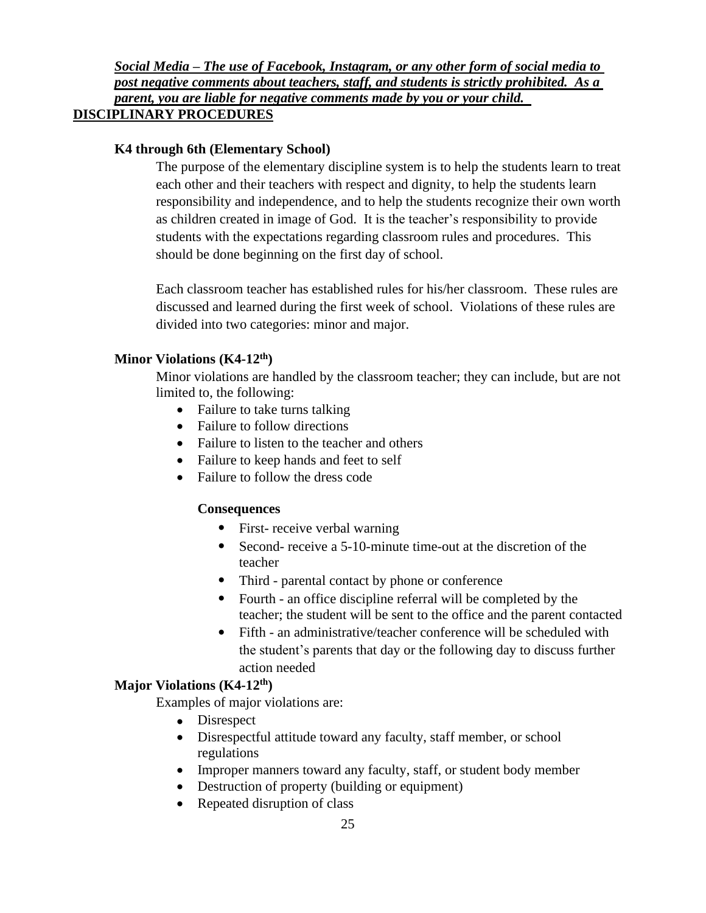***Social Media – The use of Facebook, Instagram, or any other form of social media to post negative comments about teachers, staff, and students is strictly prohibited. As a parent, you are liable for negative comments made by you or your child.***

## DISCIPLINARY PROCEDURES

### K4 through 6th (Elementary School)

The purpose of the elementary discipline system is to help the students learn to treat each other and their teachers with respect and dignity, to help the students learn responsibility and independence, and to help the students recognize their own worth as children created in image of God. It is the teacher's responsibility to provide students with the expectations regarding classroom rules and procedures. This should be done beginning on the first day of school.

Each classroom teacher has established rules for his/her classroom. These rules are discussed and learned during the first week of school. Violations of these rules are divided into two categories: minor and major.

### Minor Violations (K4-12th)

Minor violations are handled by the classroom teacher; they can include, but are not limited to, the following:

- Failure to take turns talking
- Failure to follow directions
- Failure to listen to the teacher and others
- Failure to keep hands and feet to self
- Failure to follow the dress code

**Consequences**

- First- receive verbal warning
- Second- receive a 5-10-minute time-out at the discretion of the teacher
- Third - parental contact by phone or conference
- Fourth - an office discipline referral will be completed by the teacher; the student will be sent to the office and the parent contacted
- Fifth - an administrative/teacher conference will be scheduled with the student's parents that day or the following day to discuss further action needed

### Major Violations (K4-12th)

Examples of major violations are:

- Disrespect
- Disrespectful attitude toward any faculty, staff member, or school regulations
- Improper manners toward any faculty, staff, or student body member
- Destruction of property (building or equipment)
- Repeated disruption of class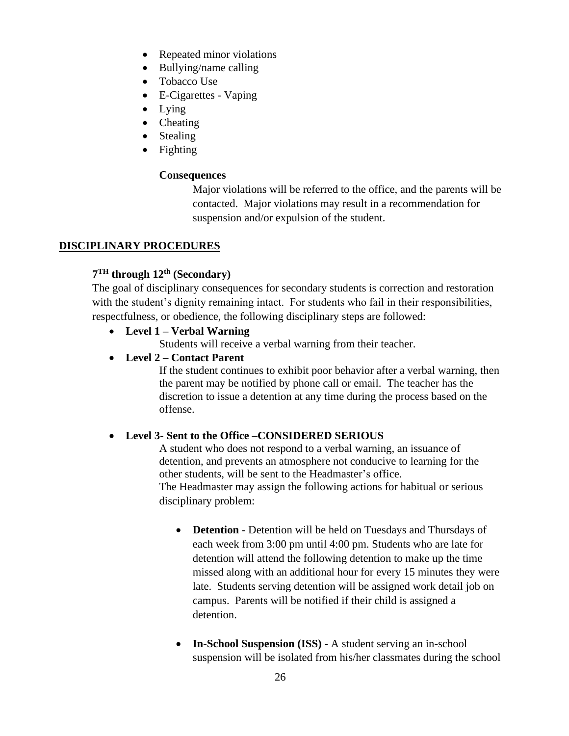- Repeated minor violations
- Bullying/name calling
- Tobacco Use
- E-Cigarettes - Vaping
- Lying
- Cheating
- Stealing
- Fighting

**Consequences**

Major violations will be referred to the office, and the parents will be contacted. Major violations may result in a recommendation for suspension and/or expulsion of the student.

## DISCIPLINARY PROCEDURES

### 7TH through 12th (Secondary)

The goal of disciplinary consequences for secondary students is correction and restoration with the student's dignity remaining intact. For students who fail in their responsibilities, respectfulness, or obedience, the following disciplinary steps are followed:

- **Level 1 – Verbal Warning**

  Students will receive a verbal warning from their teacher.

- **Level 2 – Contact Parent**

  If the student continues to exhibit poor behavior after a verbal warning, then the parent may be notified by phone call or email. The teacher has the discretion to issue a detention at any time during the process based on the offense.

- **Level 3- Sent to the Office –CONSIDERED SERIOUS**

  A student who does not respond to a verbal warning, an issuance of detention, and prevents an atmosphere not conducive to learning for the other students, will be sent to the Headmaster's office.
  The Headmaster may assign the following actions for habitual or serious disciplinary problem:

  - **Detention** - Detention will be held on Tuesdays and Thursdays of each week from 3:00 pm until 4:00 pm. Students who are late for detention will attend the following detention to make up the time missed along with an additional hour for every 15 minutes they were late. Students serving detention will be assigned work detail job on campus. Parents will be notified if their child is assigned a detention.

  - **In-School Suspension (ISS)** - A student serving an in-school suspension will be isolated from his/her classmates during the school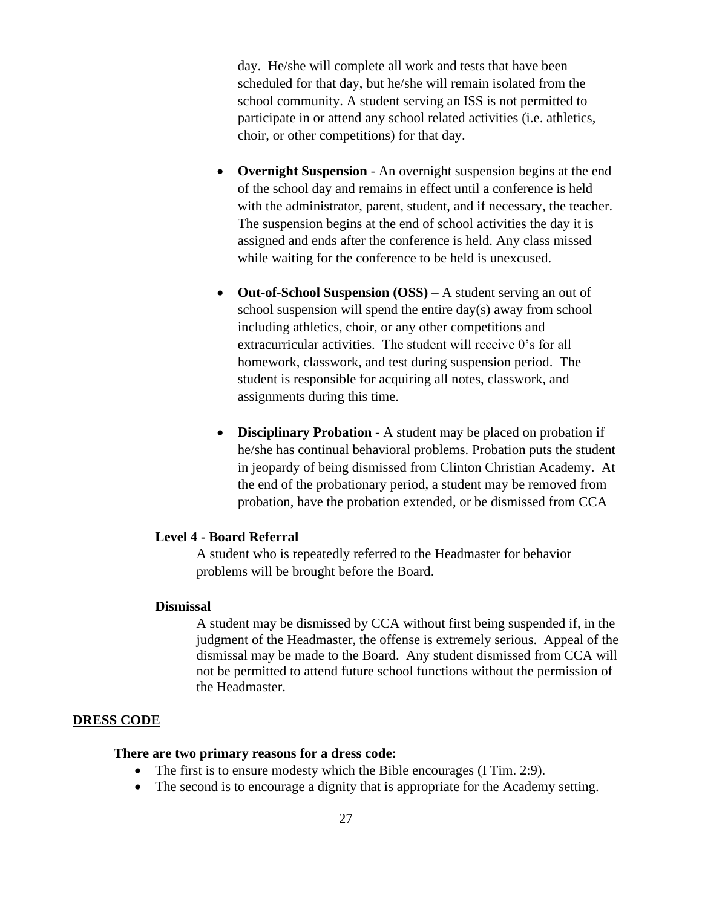day. He/she will complete all work and tests that have been scheduled for that day, but he/she will remain isolated from the school community. A student serving an ISS is not permitted to participate in or attend any school related activities (i.e. athletics, choir, or other competitions) for that day.

- **Overnight Suspension** - An overnight suspension begins at the end of the school day and remains in effect until a conference is held with the administrator, parent, student, and if necessary, the teacher. The suspension begins at the end of school activities the day it is assigned and ends after the conference is held. Any class missed while waiting for the conference to be held is unexcused.

- **Out-of-School Suspension (OSS)** – A student serving an out of school suspension will spend the entire day(s) away from school including athletics, choir, or any other competitions and extracurricular activities. The student will receive 0's for all homework, classwork, and test during suspension period. The student is responsible for acquiring all notes, classwork, and assignments during this time.

- **Disciplinary Probation** - A student may be placed on probation if he/she has continual behavioral problems. Probation puts the student in jeopardy of being dismissed from Clinton Christian Academy. At the end of the probationary period, a student may be removed from probation, have the probation extended, or be dismissed from CCA

**Level 4 - Board Referral**

A student who is repeatedly referred to the Headmaster for behavior problems will be brought before the Board.

**Dismissal**

A student may be dismissed by CCA without first being suspended if, in the judgment of the Headmaster, the offense is extremely serious. Appeal of the dismissal may be made to the Board. Any student dismissed from CCA will not be permitted to attend future school functions without the permission of the Headmaster.

## DRESS CODE

**There are two primary reasons for a dress code:**

- The first is to ensure modesty which the Bible encourages (I Tim. 2:9).
- The second is to encourage a dignity that is appropriate for the Academy setting.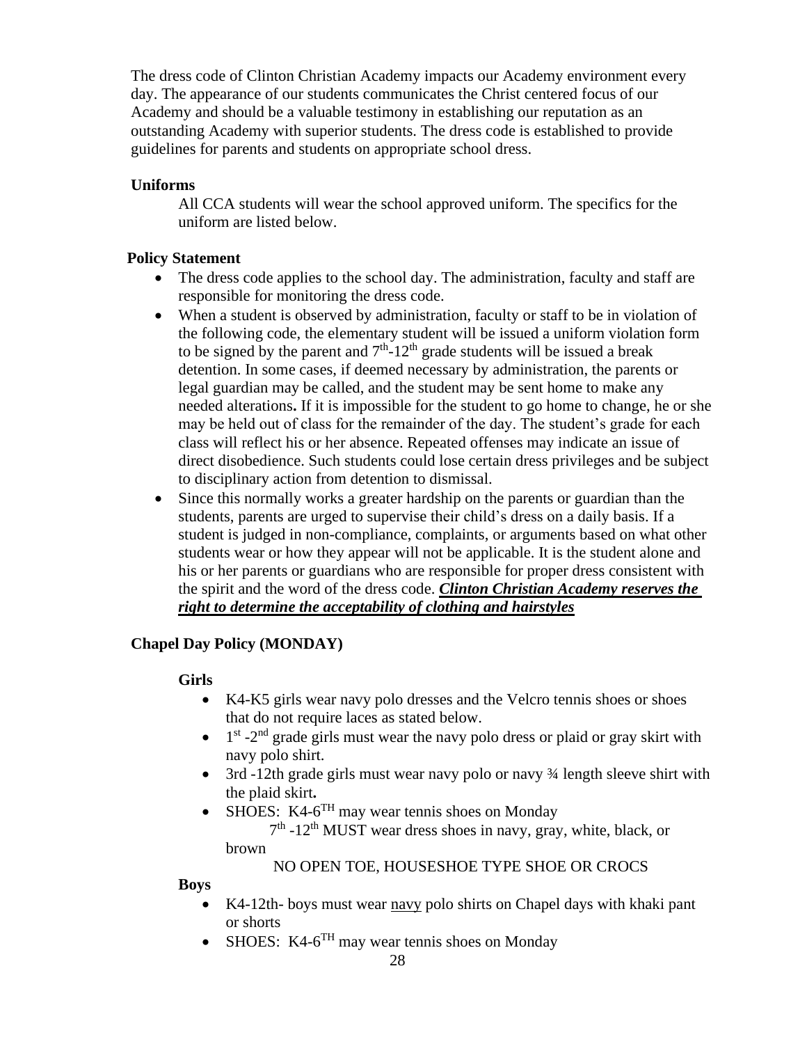The dress code of Clinton Christian Academy impacts our Academy environment every day. The appearance of our students communicates the Christ centered focus of our Academy and should be a valuable testimony in establishing our reputation as an outstanding Academy with superior students. The dress code is established to provide guidelines for parents and students on appropriate school dress.

**Uniforms**

All CCA students will wear the school approved uniform. The specifics for the uniform are listed below.

**Policy Statement**

- The dress code applies to the school day. The administration, faculty and staff are responsible for monitoring the dress code.
- When a student is observed by administration, faculty or staff to be in violation of the following code, the elementary student will be issued a uniform violation form to be signed by the parent and 7th-12th grade students will be issued a break detention. In some cases, if deemed necessary by administration, the parents or legal guardian may be called, and the student may be sent home to make any needed alterations**.** If it is impossible for the student to go home to change, he or she may be held out of class for the remainder of the day. The student's grade for each class will reflect his or her absence. Repeated offenses may indicate an issue of direct disobedience. Such students could lose certain dress privileges and be subject to disciplinary action from detention to dismissal.
- Since this normally works a greater hardship on the parents or guardian than the students, parents are urged to supervise their child's dress on a daily basis. If a student is judged in non-compliance, complaints, or arguments based on what other students wear or how they appear will not be applicable. It is the student alone and his or her parents or guardians who are responsible for proper dress consistent with the spirit and the word of the dress code. ***<u>Clinton Christian Academy reserves the right to determine the acceptability of clothing and hairstyles</u>***

**Chapel Day Policy (MONDAY)**

**Girls**

- K4-K5 girls wear navy polo dresses and the Velcro tennis shoes or shoes that do not require laces as stated below.
- 1st -2nd grade girls must wear the navy polo dress or plaid or gray skirt with navy polo shirt.
- 3rd -12th grade girls must wear navy polo or navy ¾ length sleeve shirt with the plaid skirt**.**
- SHOES: K4-6TH may wear tennis shoes on Monday
  7th -12th MUST wear dress shoes in navy, gray, white, black, or brown
  NO OPEN TOE, HOUSESHOE TYPE SHOE OR CROCS

**Boys**

- K4-12th- boys must wear <u>navy</u> polo shirts on Chapel days with khaki pant or shorts
- SHOES: K4-6TH may wear tennis shoes on Monday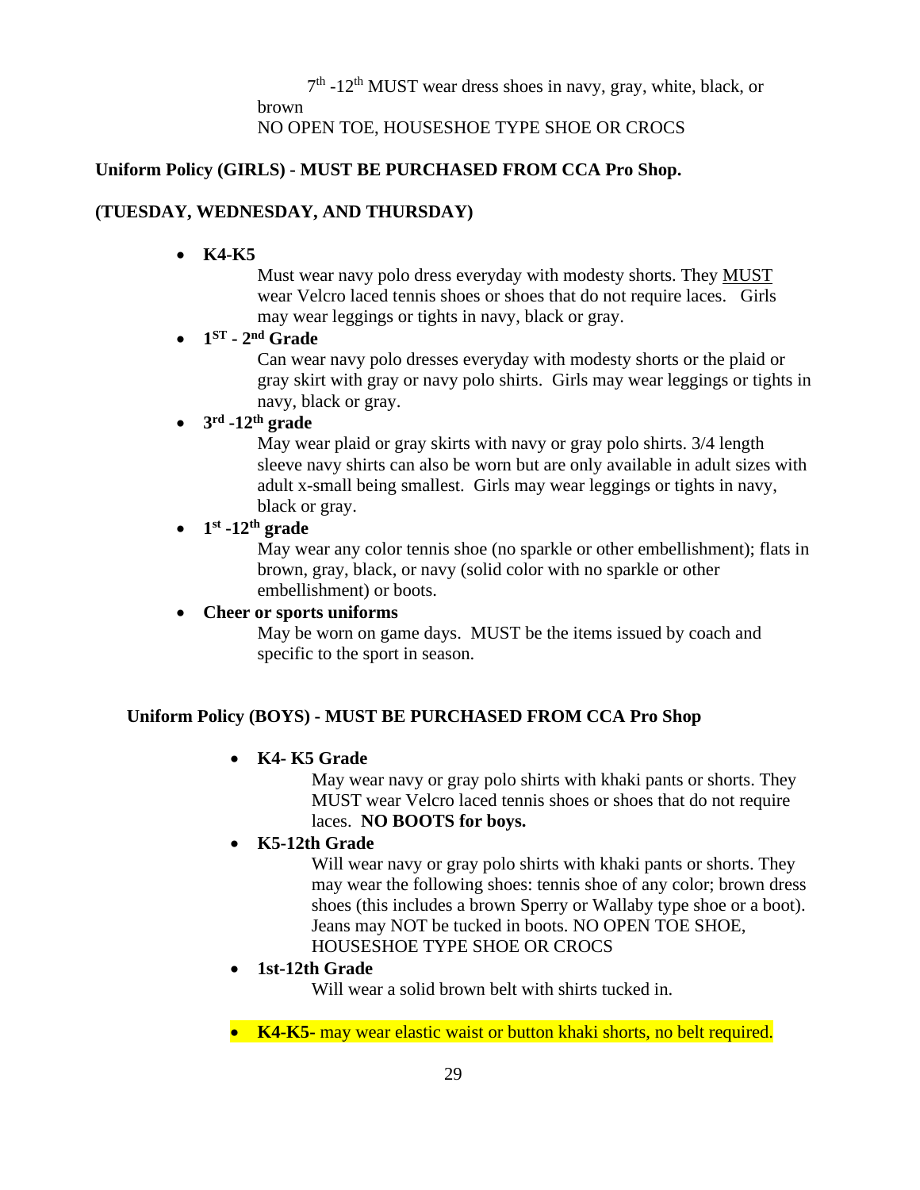7th -12th MUST wear dress shoes in navy, gray, white, black, or brown
NO OPEN TOE, HOUSESHOE TYPE SHOE OR CROCS

**Uniform Policy (GIRLS) - MUST BE PURCHASED FROM CCA Pro Shop.**

**(TUESDAY, WEDNESDAY, AND THURSDAY)**

- **K4-K5**
  Must wear navy polo dress everyday with modesty shorts. They MUST wear Velcro laced tennis shoes or shoes that do not require laces. Girls may wear leggings or tights in navy, black or gray.
- **1ST - 2nd Grade**
  Can wear navy polo dresses everyday with modesty shorts or the plaid or gray skirt with gray or navy polo shirts. Girls may wear leggings or tights in navy, black or gray.
- **3rd -12th grade**
  May wear plaid or gray skirts with navy or gray polo shirts. 3/4 length sleeve navy shirts can also be worn but are only available in adult sizes with adult x-small being smallest. Girls may wear leggings or tights in navy, black or gray.
- **1st -12th grade**
  May wear any color tennis shoe (no sparkle or other embellishment); flats in brown, gray, black, or navy (solid color with no sparkle or other embellishment) or boots.
- **Cheer or sports uniforms**
  May be worn on game days. MUST be the items issued by coach and specific to the sport in season.

**Uniform Policy (BOYS) - MUST BE PURCHASED FROM CCA Pro Shop**

- **K4- K5 Grade**
  May wear navy or gray polo shirts with khaki pants or shorts. They MUST wear Velcro laced tennis shoes or shoes that do not require laces. **NO BOOTS for boys.**
- **K5-12th Grade**
  Will wear navy or gray polo shirts with khaki pants or shorts. They may wear the following shoes: tennis shoe of any color; brown dress shoes (this includes a brown Sperry or Wallaby type shoe or a boot). Jeans may NOT be tucked in boots. NO OPEN TOE SHOE, HOUSESHOE TYPE SHOE OR CROCS
- **1st-12th Grade**
  Will wear a solid brown belt with shirts tucked in.
- **K4-K5-** may wear elastic waist or button khaki shorts, no belt required.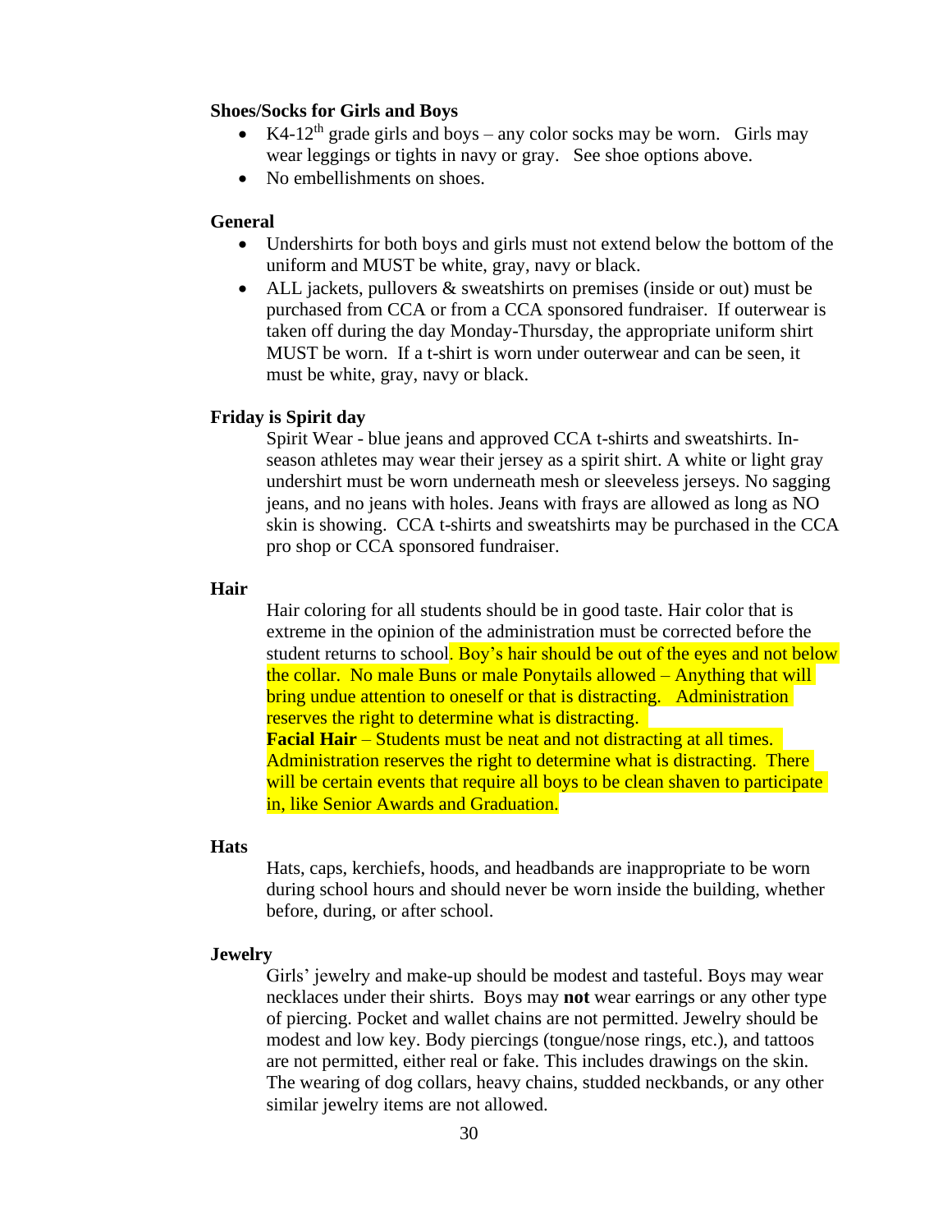**Shoes/Socks for Girls and Boys**

- K4-12th grade girls and boys – any color socks may be worn. Girls may wear leggings or tights in navy or gray. See shoe options above.
- No embellishments on shoes.

**General**

- Undershirts for both boys and girls must not extend below the bottom of the uniform and MUST be white, gray, navy or black.
- ALL jackets, pullovers & sweatshirts on premises (inside or out) must be purchased from CCA or from a CCA sponsored fundraiser. If outerwear is taken off during the day Monday-Thursday, the appropriate uniform shirt MUST be worn. If a t-shirt is worn under outerwear and can be seen, it must be white, gray, navy or black.

**Friday is Spirit day**

Spirit Wear - blue jeans and approved CCA t-shirts and sweatshirts. In-season athletes may wear their jersey as a spirit shirt. A white or light gray undershirt must be worn underneath mesh or sleeveless jerseys. No sagging jeans, and no jeans with holes. Jeans with frays are allowed as long as NO skin is showing. CCA t-shirts and sweatshirts may be purchased in the CCA pro shop or CCA sponsored fundraiser.

**Hair**

Hair coloring for all students should be in good taste. Hair color that is extreme in the opinion of the administration must be corrected before the student returns to school. Boy's hair should be out of the eyes and not below the collar. No male Buns or male Ponytails allowed – Anything that will bring undue attention to oneself or that is distracting. Administration reserves the right to determine what is distracting.
**Facial Hair** – Students must be neat and not distracting at all times. Administration reserves the right to determine what is distracting. There will be certain events that require all boys to be clean shaven to participate in, like Senior Awards and Graduation.

**Hats**

Hats, caps, kerchiefs, hoods, and headbands are inappropriate to be worn during school hours and should never be worn inside the building, whether before, during, or after school.

**Jewelry**

Girls' jewelry and make-up should be modest and tasteful. Boys may wear necklaces under their shirts. Boys may **not** wear earrings or any other type of piercing. Pocket and wallet chains are not permitted. Jewelry should be modest and low key. Body piercings (tongue/nose rings, etc.), and tattoos are not permitted, either real or fake. This includes drawings on the skin. The wearing of dog collars, heavy chains, studded neckbands, or any other similar jewelry items are not allowed.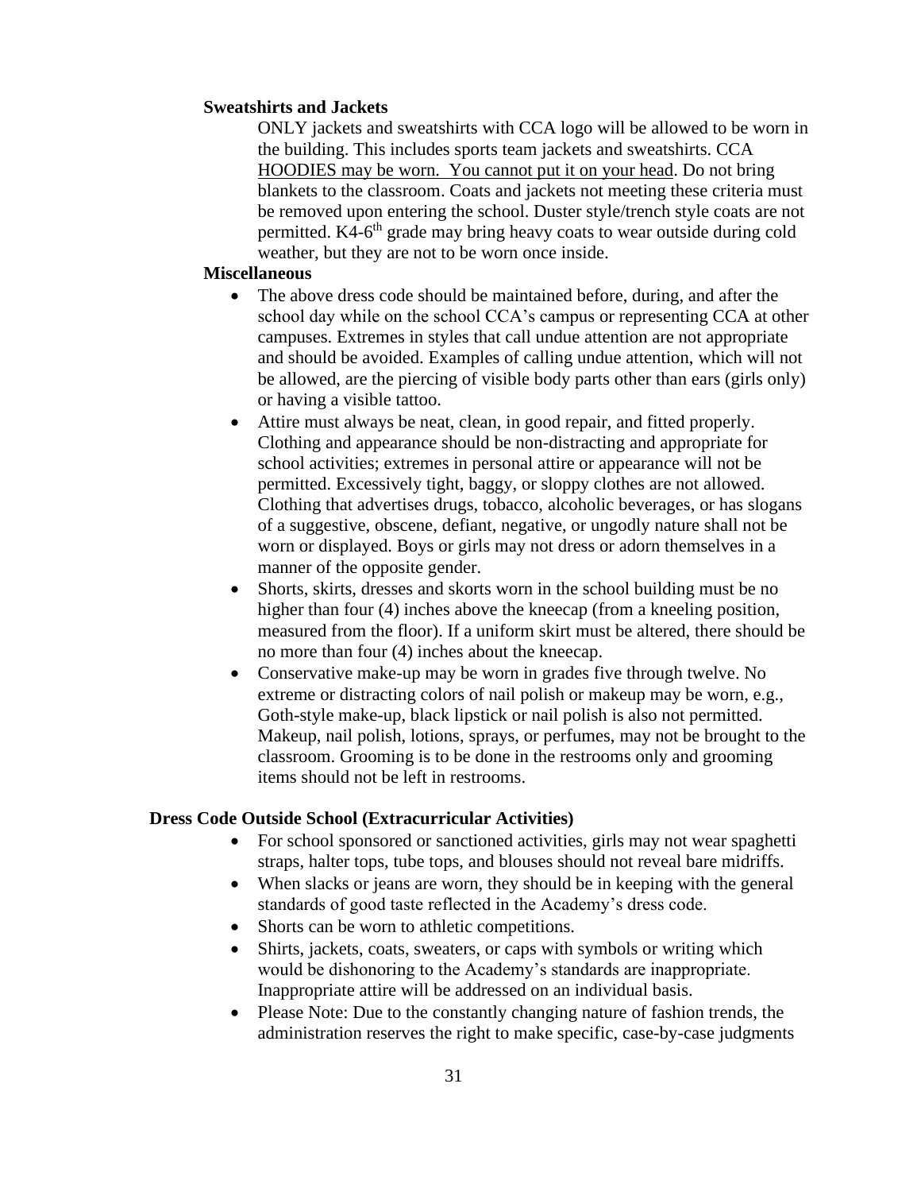**Sweatshirts and Jackets**

ONLY jackets and sweatshirts with CCA logo will be allowed to be worn in the building. This includes sports team jackets and sweatshirts. CCA <u>HOODIES may be worn. You cannot put it on your head</u>. Do not bring blankets to the classroom. Coats and jackets not meeting these criteria must be removed upon entering the school. Duster style/trench style coats are not permitted. K4-6th grade may bring heavy coats to wear outside during cold weather, but they are not to be worn once inside.

**Miscellaneous**

- The above dress code should be maintained before, during, and after the school day while on the school CCA's campus or representing CCA at other campuses. Extremes in styles that call undue attention are not appropriate and should be avoided. Examples of calling undue attention, which will not be allowed, are the piercing of visible body parts other than ears (girls only) or having a visible tattoo.
- Attire must always be neat, clean, in good repair, and fitted properly. Clothing and appearance should be non-distracting and appropriate for school activities; extremes in personal attire or appearance will not be permitted. Excessively tight, baggy, or sloppy clothes are not allowed. Clothing that advertises drugs, tobacco, alcoholic beverages, or has slogans of a suggestive, obscene, defiant, negative, or ungodly nature shall not be worn or displayed. Boys or girls may not dress or adorn themselves in a manner of the opposite gender.
- Shorts, skirts, dresses and skorts worn in the school building must be no higher than four (4) inches above the kneecap (from a kneeling position, measured from the floor). If a uniform skirt must be altered, there should be no more than four (4) inches about the kneecap.
- Conservative make-up may be worn in grades five through twelve. No extreme or distracting colors of nail polish or makeup may be worn, e.g., Goth-style make-up, black lipstick or nail polish is also not permitted. Makeup, nail polish, lotions, sprays, or perfumes, may not be brought to the classroom. Grooming is to be done in the restrooms only and grooming items should not be left in restrooms.

**Dress Code Outside School (Extracurricular Activities)**

- For school sponsored or sanctioned activities, girls may not wear spaghetti straps, halter tops, tube tops, and blouses should not reveal bare midriffs.
- When slacks or jeans are worn, they should be in keeping with the general standards of good taste reflected in the Academy's dress code.
- Shorts can be worn to athletic competitions.
- Shirts, jackets, coats, sweaters, or caps with symbols or writing which would be dishonoring to the Academy's standards are inappropriate. Inappropriate attire will be addressed on an individual basis.
- Please Note: Due to the constantly changing nature of fashion trends, the administration reserves the right to make specific, case-by-case judgments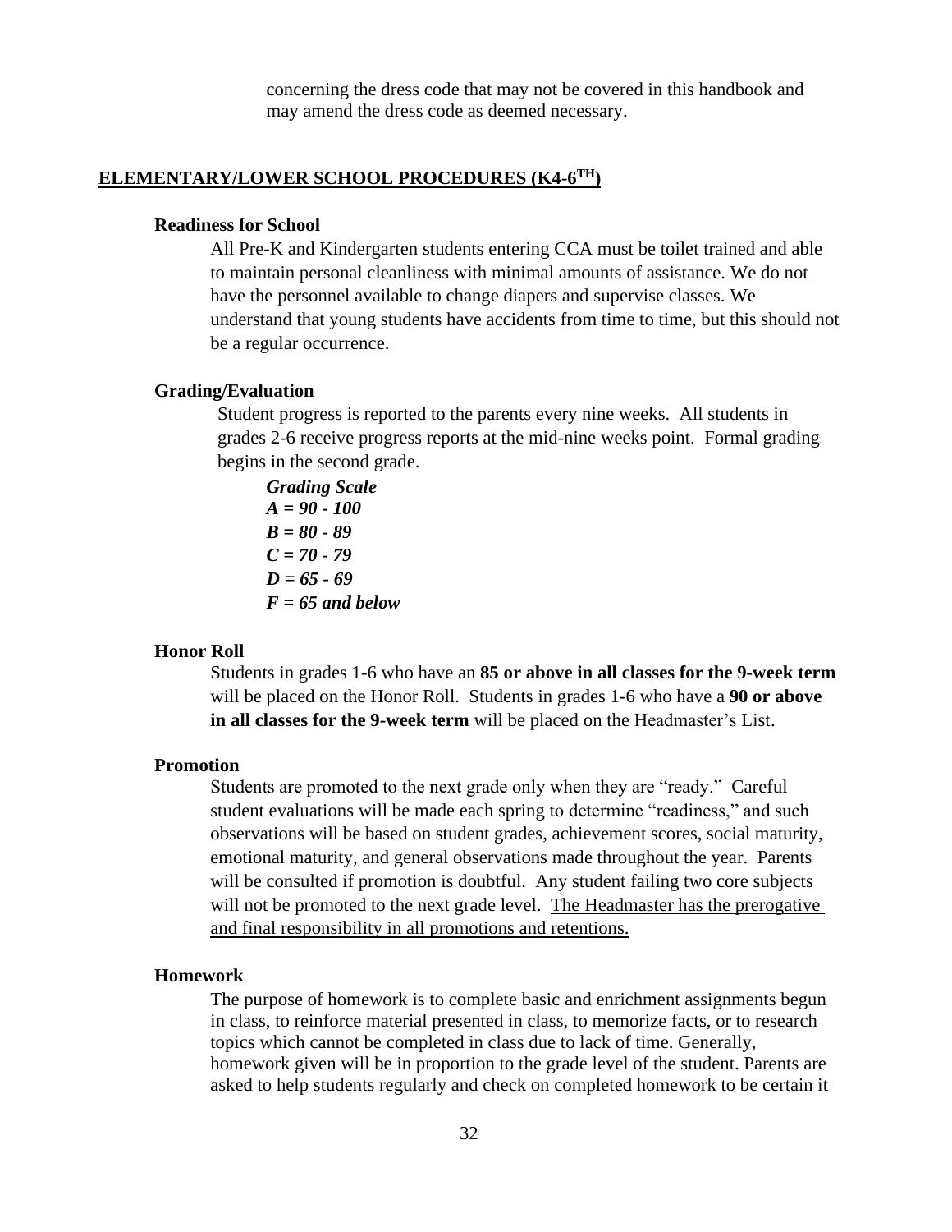concerning the dress code that may not be covered in this handbook and may amend the dress code as deemed necessary.

## ELEMENTARY/LOWER SCHOOL PROCEDURES (K4-6TH)

### Readiness for School

All Pre-K and Kindergarten students entering CCA must be toilet trained and able to maintain personal cleanliness with minimal amounts of assistance. We do not have the personnel available to change diapers and supervise classes. We understand that young students have accidents from time to time, but this should not be a regular occurrence.

### Grading/Evaluation

Student progress is reported to the parents every nine weeks. All students in grades 2-6 receive progress reports at the mid-nine weeks point. Formal grading begins in the second grade.

***Grading Scale***
***A = 90 - 100***
***B = 80 - 89***
***C = 70 - 79***
***D = 65 - 69***
***F = 65 and below***

### Honor Roll

Students in grades 1-6 who have an **85 or above in all classes for the 9-week term** will be placed on the Honor Roll. Students in grades 1-6 who have a **90 or above in all classes for the 9-week term** will be placed on the Headmaster's List.

### Promotion

Students are promoted to the next grade only when they are "ready." Careful student evaluations will be made each spring to determine "readiness," and such observations will be based on student grades, achievement scores, social maturity, emotional maturity, and general observations made throughout the year. Parents will be consulted if promotion is doubtful. Any student failing two core subjects will not be promoted to the next grade level. The Headmaster has the prerogative and final responsibility in all promotions and retentions.

### Homework

The purpose of homework is to complete basic and enrichment assignments begun in class, to reinforce material presented in class, to memorize facts, or to research topics which cannot be completed in class due to lack of time. Generally, homework given will be in proportion to the grade level of the student. Parents are asked to help students regularly and check on completed homework to be certain it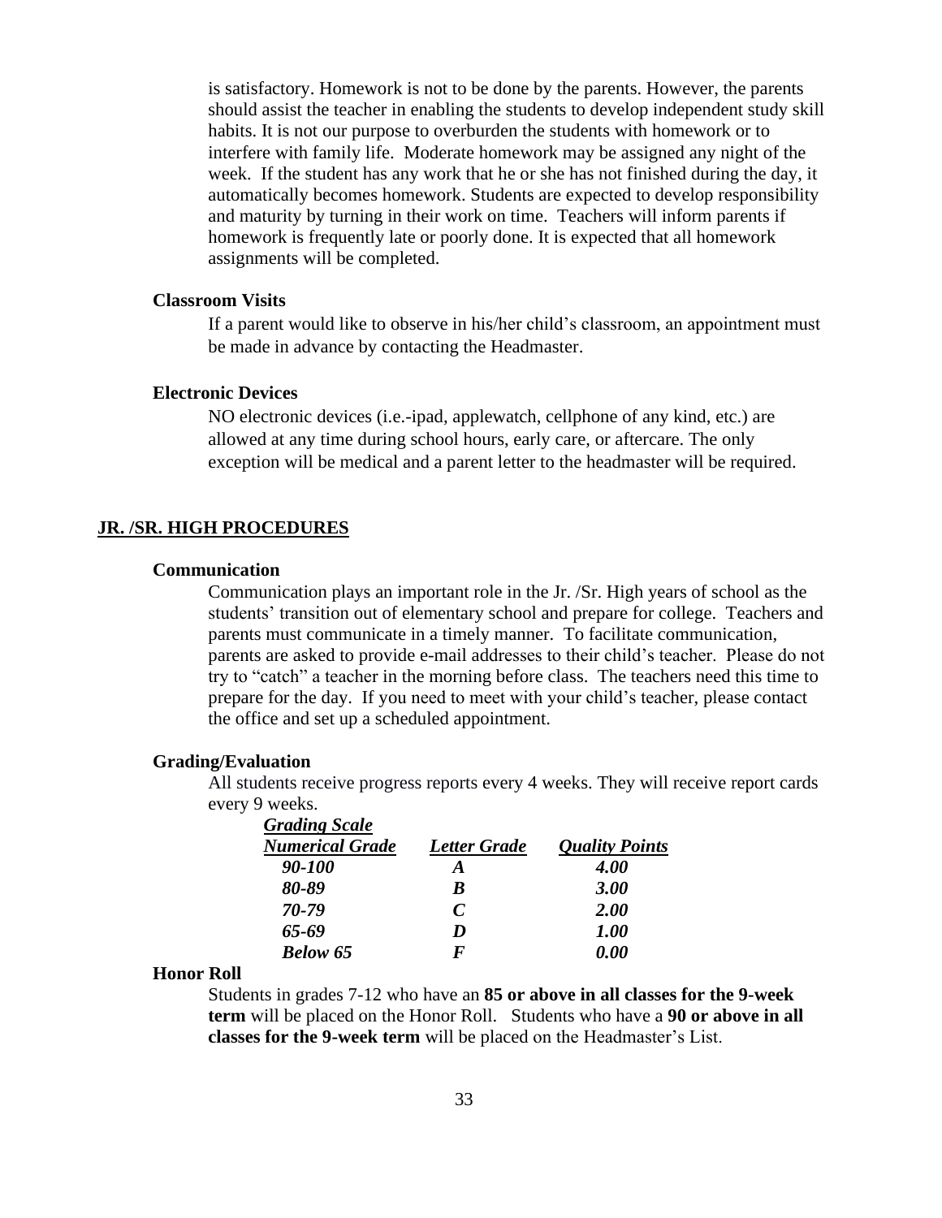is satisfactory. Homework is not to be done by the parents. However, the parents should assist the teacher in enabling the students to develop independent study skill habits. It is not our purpose to overburden the students with homework or to interfere with family life. Moderate homework may be assigned any night of the week. If the student has any work that he or she has not finished during the day, it automatically becomes homework. Students are expected to develop responsibility and maturity by turning in their work on time. Teachers will inform parents if homework is frequently late or poorly done. It is expected that all homework assignments will be completed.

### Classroom Visits

If a parent would like to observe in his/her child's classroom, an appointment must be made in advance by contacting the Headmaster.

### Electronic Devices

NO electronic devices (i.e.-ipad, applewatch, cellphone of any kind, etc.) are allowed at any time during school hours, early care, or aftercare. The only exception will be medical and a parent letter to the headmaster will be required.

## JR. /SR. HIGH PROCEDURES

### Communication

Communication plays an important role in the Jr. /Sr. High years of school as the students' transition out of elementary school and prepare for college. Teachers and parents must communicate in a timely manner. To facilitate communication, parents are asked to provide e-mail addresses to their child's teacher. Please do not try to "catch" a teacher in the morning before class. The teachers need this time to prepare for the day. If you need to meet with your child's teacher, please contact the office and set up a scheduled appointment.

### Grading/Evaluation

All students receive progress reports every 4 weeks. They will receive report cards every 9 weeks.

***Grading Scale***

| ***Numerical Grade*** | ***Letter Grade*** | ***Quality Points*** |
|---|---|---|
| ***90-100*** | ***A*** | ***4.00*** |
| ***80-89*** | ***B*** | ***3.00*** |
| ***70-79*** | ***C*** | ***2.00*** |
| ***65-69*** | ***D*** | ***1.00*** |
| ***Below 65*** | ***F*** | ***0.00*** |

### Honor Roll

Students in grades 7-12 who have an **85 or above in all classes for the 9-week term** will be placed on the Honor Roll. Students who have a **90 or above in all classes for the 9-week term** will be placed on the Headmaster's List.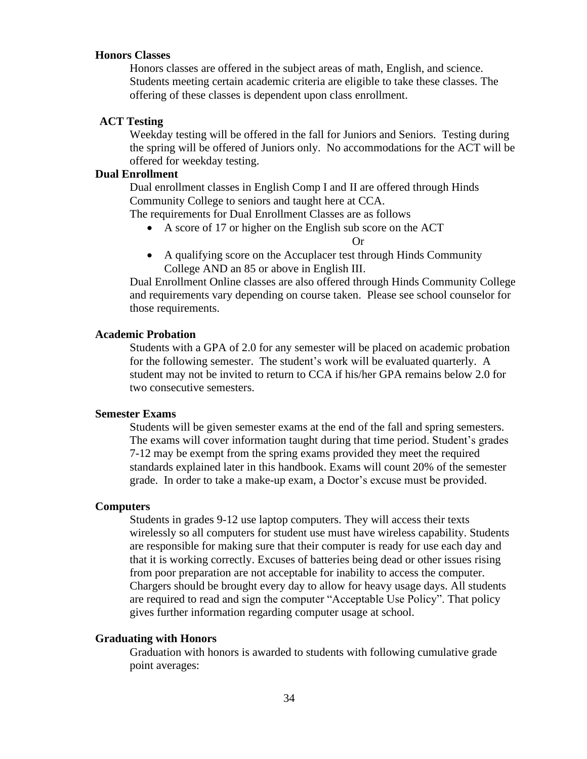**Honors Classes**

Honors classes are offered in the subject areas of math, English, and science. Students meeting certain academic criteria are eligible to take these classes. The offering of these classes is dependent upon class enrollment.

**ACT Testing**

Weekday testing will be offered in the fall for Juniors and Seniors. Testing during the spring will be offered of Juniors only. No accommodations for the ACT will be offered for weekday testing.

**Dual Enrollment**

Dual enrollment classes in English Comp I and II are offered through Hinds Community College to seniors and taught here at CCA.

The requirements for Dual Enrollment Classes are as follows

- A score of 17 or higher on the English sub score on the ACT

  Or

- A qualifying score on the Accuplacer test through Hinds Community College AND an 85 or above in English III.

Dual Enrollment Online classes are also offered through Hinds Community College and requirements vary depending on course taken. Please see school counselor for those requirements.

**Academic Probation**

Students with a GPA of 2.0 for any semester will be placed on academic probation for the following semester. The student's work will be evaluated quarterly. A student may not be invited to return to CCA if his/her GPA remains below 2.0 for two consecutive semesters.

**Semester Exams**

Students will be given semester exams at the end of the fall and spring semesters. The exams will cover information taught during that time period. Student's grades 7-12 may be exempt from the spring exams provided they meet the required standards explained later in this handbook. Exams will count 20% of the semester grade. In order to take a make-up exam, a Doctor's excuse must be provided.

**Computers**

Students in grades 9-12 use laptop computers. They will access their texts wirelessly so all computers for student use must have wireless capability. Students are responsible for making sure that their computer is ready for use each day and that it is working correctly. Excuses of batteries being dead or other issues rising from poor preparation are not acceptable for inability to access the computer. Chargers should be brought every day to allow for heavy usage days. All students are required to read and sign the computer "Acceptable Use Policy". That policy gives further information regarding computer usage at school.

**Graduating with Honors**

Graduation with honors is awarded to students with following cumulative grade point averages: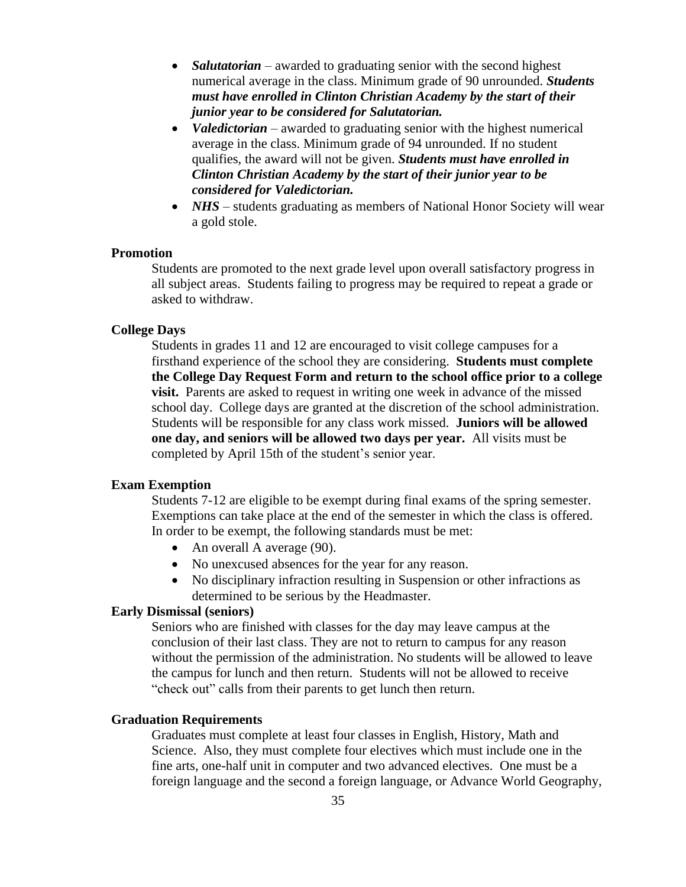- ***Salutatorian*** – awarded to graduating senior with the second highest numerical average in the class. Minimum grade of 90 unrounded. ***Students must have enrolled in Clinton Christian Academy by the start of their junior year to be considered for Salutatorian.***
- ***Valedictorian*** – awarded to graduating senior with the highest numerical average in the class. Minimum grade of 94 unrounded. If no student qualifies, the award will not be given. ***Students must have enrolled in Clinton Christian Academy by the start of their junior year to be considered for Valedictorian.***
- ***NHS*** – students graduating as members of National Honor Society will wear a gold stole.

**Promotion**

Students are promoted to the next grade level upon overall satisfactory progress in all subject areas. Students failing to progress may be required to repeat a grade or asked to withdraw.

**College Days**

Students in grades 11 and 12 are encouraged to visit college campuses for a firsthand experience of the school they are considering. **Students must complete the College Day Request Form and return to the school office prior to a college visit.** Parents are asked to request in writing one week in advance of the missed school day. College days are granted at the discretion of the school administration. Students will be responsible for any class work missed. **Juniors will be allowed one day, and seniors will be allowed two days per year.** All visits must be completed by April 15th of the student's senior year.

**Exam Exemption**

Students 7-12 are eligible to be exempt during final exams of the spring semester. Exemptions can take place at the end of the semester in which the class is offered. In order to be exempt, the following standards must be met:

- An overall A average (90).
- No unexcused absences for the year for any reason.
- No disciplinary infraction resulting in Suspension or other infractions as determined to be serious by the Headmaster.

**Early Dismissal (seniors)**

Seniors who are finished with classes for the day may leave campus at the conclusion of their last class. They are not to return to campus for any reason without the permission of the administration. No students will be allowed to leave the campus for lunch and then return. Students will not be allowed to receive "check out" calls from their parents to get lunch then return.

**Graduation Requirements**

Graduates must complete at least four classes in English, History, Math and Science. Also, they must complete four electives which must include one in the fine arts, one-half unit in computer and two advanced electives. One must be a foreign language and the second a foreign language, or Advance World Geography,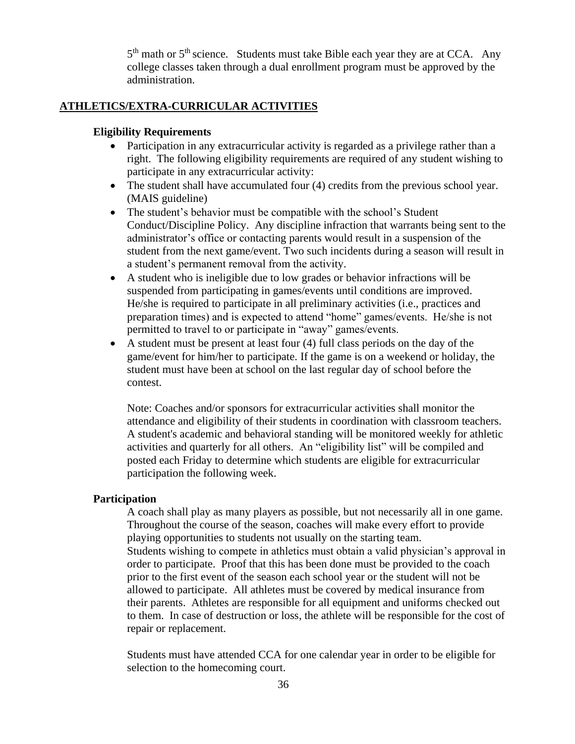5th math or 5th science. Students must take Bible each year they are at CCA. Any college classes taken through a dual enrollment program must be approved by the administration.

## ATHLETICS/EXTRA-CURRICULAR ACTIVITIES

### Eligibility Requirements

- Participation in any extracurricular activity is regarded as a privilege rather than a right. The following eligibility requirements are required of any student wishing to participate in any extracurricular activity:
- The student shall have accumulated four (4) credits from the previous school year. (MAIS guideline)
- The student's behavior must be compatible with the school's Student Conduct/Discipline Policy. Any discipline infraction that warrants being sent to the administrator's office or contacting parents would result in a suspension of the student from the next game/event. Two such incidents during a season will result in a student's permanent removal from the activity.
- A student who is ineligible due to low grades or behavior infractions will be suspended from participating in games/events until conditions are improved. He/she is required to participate in all preliminary activities (i.e., practices and preparation times) and is expected to attend "home" games/events. He/she is not permitted to travel to or participate in "away" games/events.
- A student must be present at least four (4) full class periods on the day of the game/event for him/her to participate. If the game is on a weekend or holiday, the student must have been at school on the last regular day of school before the contest.

  Note: Coaches and/or sponsors for extracurricular activities shall monitor the attendance and eligibility of their students in coordination with classroom teachers. A student's academic and behavioral standing will be monitored weekly for athletic activities and quarterly for all others. An "eligibility list" will be compiled and posted each Friday to determine which students are eligible for extracurricular participation the following week.

### Participation

A coach shall play as many players as possible, but not necessarily all in one game. Throughout the course of the season, coaches will make every effort to provide playing opportunities to students not usually on the starting team.
Students wishing to compete in athletics must obtain a valid physician's approval in order to participate. Proof that this has been done must be provided to the coach prior to the first event of the season each school year or the student will not be allowed to participate. All athletes must be covered by medical insurance from their parents. Athletes are responsible for all equipment and uniforms checked out to them. In case of destruction or loss, the athlete will be responsible for the cost of repair or replacement.

Students must have attended CCA for one calendar year in order to be eligible for selection to the homecoming court.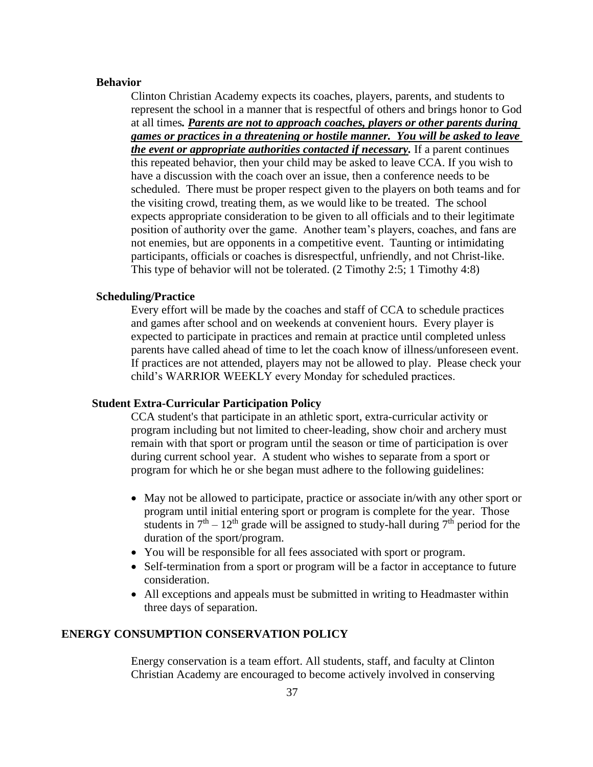### Behavior

Clinton Christian Academy expects its coaches, players, parents, and students to represent the school in a manner that is respectful of others and brings honor to God at all times. ***Parents are not to approach coaches, players or other parents during games or practices in a threatening or hostile manner. You will be asked to leave the event or appropriate authorities contacted if necessary.*** If a parent continues this repeated behavior, then your child may be asked to leave CCA. If you wish to have a discussion with the coach over an issue, then a conference needs to be scheduled. There must be proper respect given to the players on both teams and for the visiting crowd, treating them, as we would like to be treated. The school expects appropriate consideration to be given to all officials and to their legitimate position of authority over the game. Another team's players, coaches, and fans are not enemies, but are opponents in a competitive event. Taunting or intimidating participants, officials or coaches is disrespectful, unfriendly, and not Christ-like. This type of behavior will not be tolerated. (2 Timothy 2:5; 1 Timothy 4:8)

### Scheduling/Practice

Every effort will be made by the coaches and staff of CCA to schedule practices and games after school and on weekends at convenient hours. Every player is expected to participate in practices and remain at practice until completed unless parents have called ahead of time to let the coach know of illness/unforeseen event. If practices are not attended, players may not be allowed to play. Please check your child's WARRIOR WEEKLY every Monday for scheduled practices.

### Student Extra-Curricular Participation Policy

CCA student's that participate in an athletic sport, extra-curricular activity or program including but not limited to cheer-leading, show choir and archery must remain with that sport or program until the season or time of participation is over during current school year. A student who wishes to separate from a sport or program for which he or she began must adhere to the following guidelines:

- May not be allowed to participate, practice or associate in/with any other sport or program until initial entering sport or program is complete for the year. Those students in 7th – 12th grade will be assigned to study-hall during 7th period for the duration of the sport/program.
- You will be responsible for all fees associated with sport or program.
- Self-termination from a sport or program will be a factor in acceptance to future consideration.
- All exceptions and appeals must be submitted in writing to Headmaster within three days of separation.

## ENERGY CONSUMPTION CONSERVATION POLICY

Energy conservation is a team effort. All students, staff, and faculty at Clinton Christian Academy are encouraged to become actively involved in conserving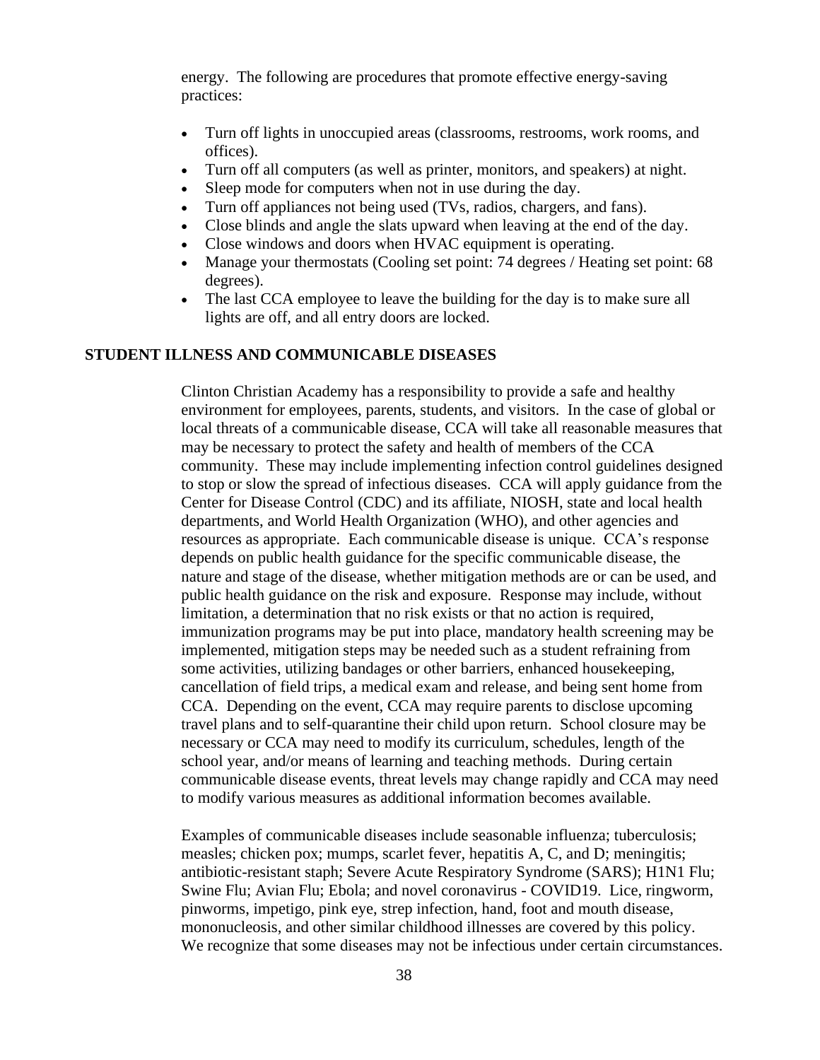energy. The following are procedures that promote effective energy-saving practices:

- Turn off lights in unoccupied areas (classrooms, restrooms, work rooms, and offices).
- Turn off all computers (as well as printer, monitors, and speakers) at night.
- Sleep mode for computers when not in use during the day.
- Turn off appliances not being used (TVs, radios, chargers, and fans).
- Close blinds and angle the slats upward when leaving at the end of the day.
- Close windows and doors when HVAC equipment is operating.
- Manage your thermostats (Cooling set point: 74 degrees / Heating set point: 68 degrees).
- The last CCA employee to leave the building for the day is to make sure all lights are off, and all entry doors are locked.

## STUDENT ILLNESS AND COMMUNICABLE DISEASES

Clinton Christian Academy has a responsibility to provide a safe and healthy environment for employees, parents, students, and visitors. In the case of global or local threats of a communicable disease, CCA will take all reasonable measures that may be necessary to protect the safety and health of members of the CCA community. These may include implementing infection control guidelines designed to stop or slow the spread of infectious diseases. CCA will apply guidance from the Center for Disease Control (CDC) and its affiliate, NIOSH, state and local health departments, and World Health Organization (WHO), and other agencies and resources as appropriate. Each communicable disease is unique. CCA's response depends on public health guidance for the specific communicable disease, the nature and stage of the disease, whether mitigation methods are or can be used, and public health guidance on the risk and exposure. Response may include, without limitation, a determination that no risk exists or that no action is required, immunization programs may be put into place, mandatory health screening may be implemented, mitigation steps may be needed such as a student refraining from some activities, utilizing bandages or other barriers, enhanced housekeeping, cancellation of field trips, a medical exam and release, and being sent home from CCA. Depending on the event, CCA may require parents to disclose upcoming travel plans and to self-quarantine their child upon return. School closure may be necessary or CCA may need to modify its curriculum, schedules, length of the school year, and/or means of learning and teaching methods. During certain communicable disease events, threat levels may change rapidly and CCA may need to modify various measures as additional information becomes available.

Examples of communicable diseases include seasonable influenza; tuberculosis; measles; chicken pox; mumps, scarlet fever, hepatitis A, C, and D; meningitis; antibiotic-resistant staph; Severe Acute Respiratory Syndrome (SARS); H1N1 Flu; Swine Flu; Avian Flu; Ebola; and novel coronavirus - COVID19. Lice, ringworm, pinworms, impetigo, pink eye, strep infection, hand, foot and mouth disease, mononucleosis, and other similar childhood illnesses are covered by this policy. We recognize that some diseases may not be infectious under certain circumstances.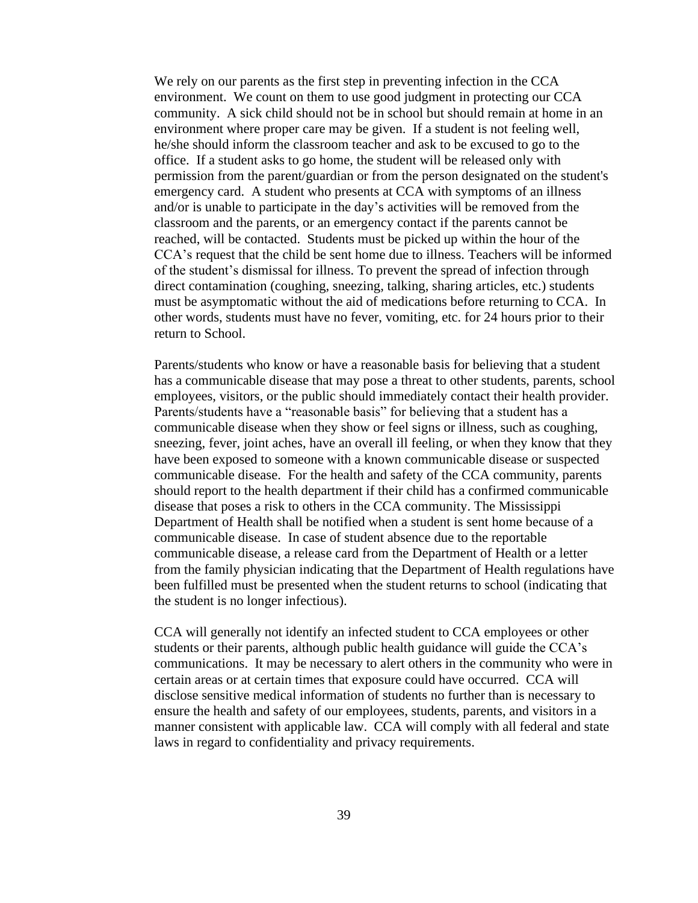We rely on our parents as the first step in preventing infection in the CCA environment. We count on them to use good judgment in protecting our CCA community. A sick child should not be in school but should remain at home in an environment where proper care may be given. If a student is not feeling well, he/she should inform the classroom teacher and ask to be excused to go to the office. If a student asks to go home, the student will be released only with permission from the parent/guardian or from the person designated on the student's emergency card. A student who presents at CCA with symptoms of an illness and/or is unable to participate in the day's activities will be removed from the classroom and the parents, or an emergency contact if the parents cannot be reached, will be contacted. Students must be picked up within the hour of the CCA's request that the child be sent home due to illness. Teachers will be informed of the student's dismissal for illness. To prevent the spread of infection through direct contamination (coughing, sneezing, talking, sharing articles, etc.) students must be asymptomatic without the aid of medications before returning to CCA. In other words, students must have no fever, vomiting, etc. for 24 hours prior to their return to School.

Parents/students who know or have a reasonable basis for believing that a student has a communicable disease that may pose a threat to other students, parents, school employees, visitors, or the public should immediately contact their health provider. Parents/students have a "reasonable basis" for believing that a student has a communicable disease when they show or feel signs or illness, such as coughing, sneezing, fever, joint aches, have an overall ill feeling, or when they know that they have been exposed to someone with a known communicable disease or suspected communicable disease. For the health and safety of the CCA community, parents should report to the health department if their child has a confirmed communicable disease that poses a risk to others in the CCA community. The Mississippi Department of Health shall be notified when a student is sent home because of a communicable disease. In case of student absence due to the reportable communicable disease, a release card from the Department of Health or a letter from the family physician indicating that the Department of Health regulations have been fulfilled must be presented when the student returns to school (indicating that the student is no longer infectious).

CCA will generally not identify an infected student to CCA employees or other students or their parents, although public health guidance will guide the CCA's communications. It may be necessary to alert others in the community who were in certain areas or at certain times that exposure could have occurred. CCA will disclose sensitive medical information of students no further than is necessary to ensure the health and safety of our employees, students, parents, and visitors in a manner consistent with applicable law. CCA will comply with all federal and state laws in regard to confidentiality and privacy requirements.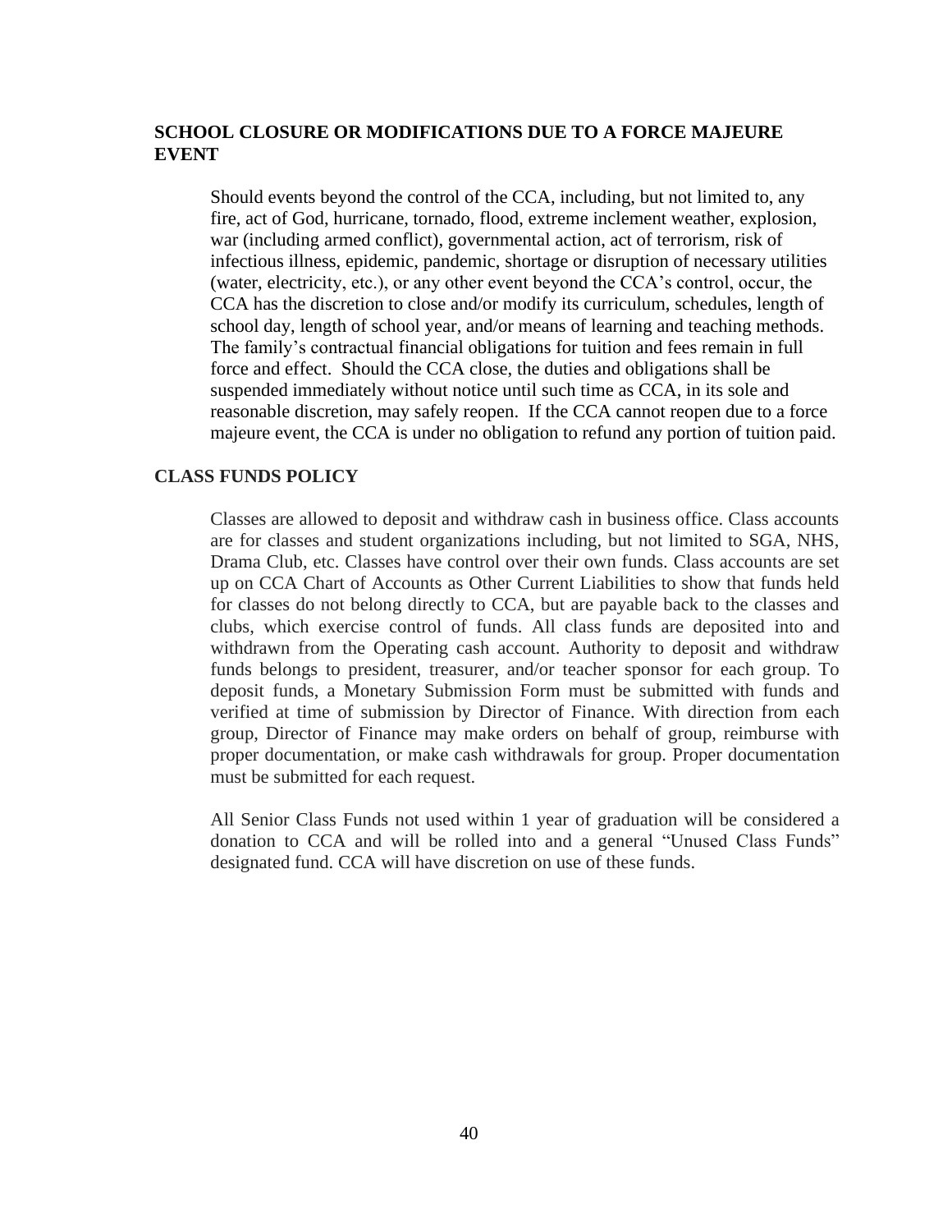## SCHOOL CLOSURE OR MODIFICATIONS DUE TO A FORCE MAJEURE EVENT

Should events beyond the control of the CCA, including, but not limited to, any fire, act of God, hurricane, tornado, flood, extreme inclement weather, explosion, war (including armed conflict), governmental action, act of terrorism, risk of infectious illness, epidemic, pandemic, shortage or disruption of necessary utilities (water, electricity, etc.), or any other event beyond the CCA's control, occur, the CCA has the discretion to close and/or modify its curriculum, schedules, length of school day, length of school year, and/or means of learning and teaching methods. The family's contractual financial obligations for tuition and fees remain in full force and effect. Should the CCA close, the duties and obligations shall be suspended immediately without notice until such time as CCA, in its sole and reasonable discretion, may safely reopen. If the CCA cannot reopen due to a force majeure event, the CCA is under no obligation to refund any portion of tuition paid.

## CLASS FUNDS POLICY

Classes are allowed to deposit and withdraw cash in business office. Class accounts are for classes and student organizations including, but not limited to SGA, NHS, Drama Club, etc. Classes have control over their own funds. Class accounts are set up on CCA Chart of Accounts as Other Current Liabilities to show that funds held for classes do not belong directly to CCA, but are payable back to the classes and clubs, which exercise control of funds. All class funds are deposited into and withdrawn from the Operating cash account. Authority to deposit and withdraw funds belongs to president, treasurer, and/or teacher sponsor for each group. To deposit funds, a Monetary Submission Form must be submitted with funds and verified at time of submission by Director of Finance. With direction from each group, Director of Finance may make orders on behalf of group, reimburse with proper documentation, or make cash withdrawals for group. Proper documentation must be submitted for each request.

All Senior Class Funds not used within 1 year of graduation will be considered a donation to CCA and will be rolled into and a general "Unused Class Funds" designated fund. CCA will have discretion on use of these funds.